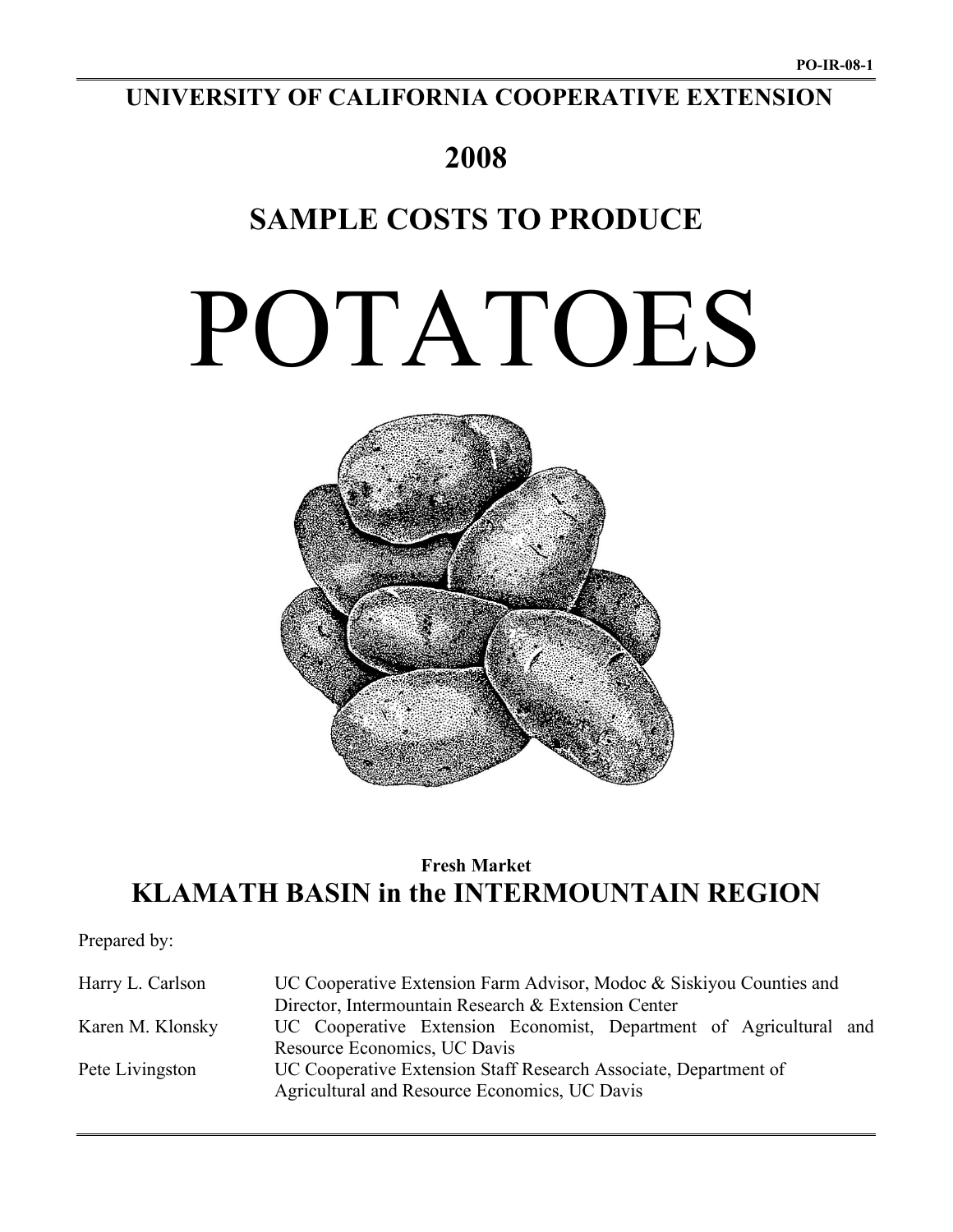PO-IR-08-1

# UNIVERSITY OF CALIFORNIA COOPERATIVE EXTENSION

# 2008

# SAMPLE COSTS TO PRODUCE

# POTATOES

**Fresh Market**

## KLAMATH BASIN in the INTERMOUNTAIN REGION

Prepared by:

| | |
|---|---|
| Harry L. Carlson | UC Cooperative Extension Farm Advisor, Modoc & Siskiyou Counties and Director, Intermountain Research & Extension Center |
| Karen M. Klonsky | UC Cooperative Extension Economist, Department of Agricultural and Resource Economics, UC Davis |
| Pete Livingston | UC Cooperative Extension Staff Research Associate, Department of Agricultural and Resource Economics, UC Davis |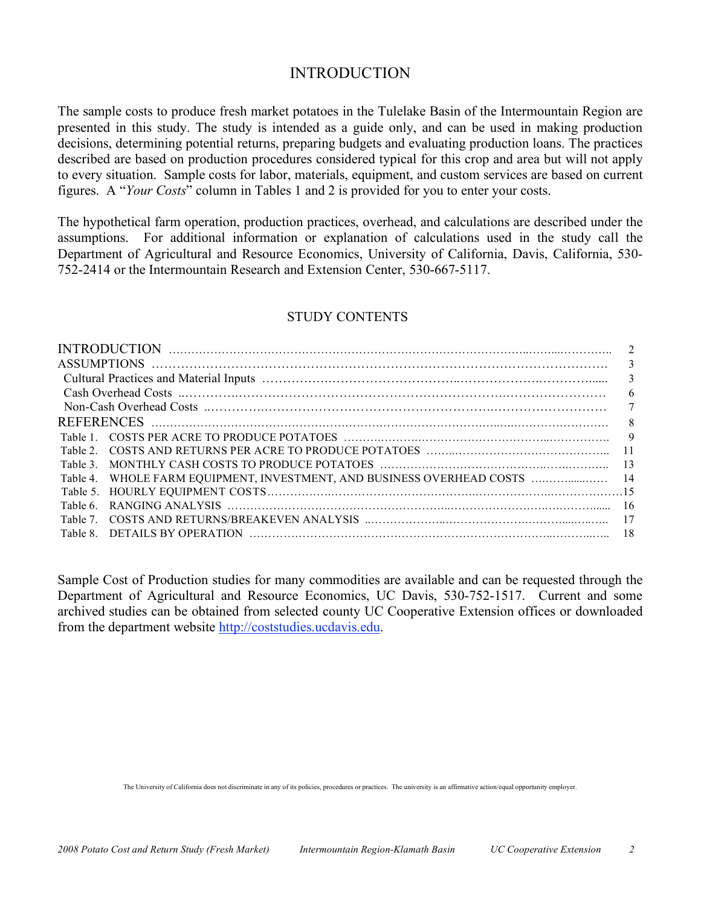# INTRODUCTION

The sample costs to produce fresh market potatoes in the Tulelake Basin of the Intermountain Region are presented in this study. The study is intended as a guide only, and can be used in making production decisions, determining potential returns, preparing budgets and evaluating production loans. The practices described are based on production procedures considered typical for this crop and area but will not apply to every situation. Sample costs for labor, materials, equipment, and custom services are based on current figures. A "*Your Costs*" column in Tables 1 and 2 is provided for you to enter your costs.

The hypothetical farm operation, production practices, overhead, and calculations are described under the assumptions. For additional information or explanation of calculations used in the study call the Department of Agricultural and Resource Economics, University of California, Davis, California, 530-752-2414 or the Intermountain Research and Extension Center, 530-667-5117.

## STUDY CONTENTS

| | |
|---|---|
| INTRODUCTION | 2 |
| ASSUMPTIONS | 3 |
| Cultural Practices and Material Inputs | 3 |
| Cash Overhead Costs | 6 |
| Non-Cash Overhead Costs | 7 |
| REFERENCES | 8 |
| Table 1. COSTS PER ACRE TO PRODUCE POTATOES | 9 |
| Table 2. COSTS AND RETURNS PER ACRE TO PRODUCE POTATOES | 11 |
| Table 3. MONTHLY CASH COSTS TO PRODUCE POTATOES | 13 |
| Table 4. WHOLE FARM EQUIPMENT, INVESTMENT, AND BUSINESS OVERHEAD COSTS | 14 |
| Table 5. HOURLY EQUIPMENT COSTS | 15 |
| Table 6. RANGING ANALYSIS | 16 |
| Table 7. COSTS AND RETURNS/BREAKEVEN ANALYSIS | 17 |
| Table 8. DETAILS BY OPERATION | 18 |

Sample Cost of Production studies for many commodities are available and can be requested through the Department of Agricultural and Resource Economics, UC Davis, 530-752-1517. Current and some archived studies can be obtained from selected county UC Cooperative Extension offices or downloaded from the department website http://coststudies.ucdavis.edu.

The University of California does not discriminate in any of its policies, procedures or practices. The university is an affirmative action/equal opportunity employer.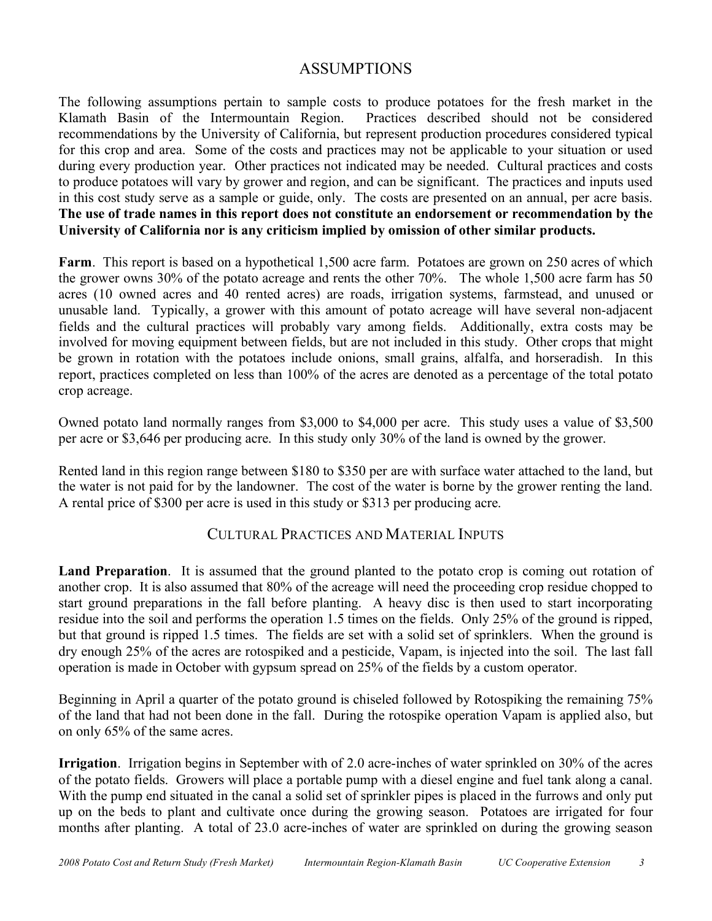# ASSUMPTIONS

The following assumptions pertain to sample costs to produce potatoes for the fresh market in the Klamath Basin of the Intermountain Region. Practices described should not be considered recommendations by the University of California, but represent production procedures considered typical for this crop and area. Some of the costs and practices may not be applicable to your situation or used during every production year. Other practices not indicated may be needed. Cultural practices and costs to produce potatoes will vary by grower and region, and can be significant. The practices and inputs used in this cost study serve as a sample or guide, only. The costs are presented on an annual, per acre basis. **The use of trade names in this report does not constitute an endorsement or recommendation by the University of California nor is any criticism implied by omission of other similar products.**

**Farm**. This report is based on a hypothetical 1,500 acre farm. Potatoes are grown on 250 acres of which the grower owns 30% of the potato acreage and rents the other 70%. The whole 1,500 acre farm has 50 acres (10 owned acres and 40 rented acres) are roads, irrigation systems, farmstead, and unused or unusable land. Typically, a grower with this amount of potato acreage will have several non-adjacent fields and the cultural practices will probably vary among fields. Additionally, extra costs may be involved for moving equipment between fields, but are not included in this study. Other crops that might be grown in rotation with the potatoes include onions, small grains, alfalfa, and horseradish. In this report, practices completed on less than 100% of the acres are denoted as a percentage of the total potato crop acreage.

Owned potato land normally ranges from $3,000 to $4,000 per acre. This study uses a value of $3,500 per acre or $3,646 per producing acre. In this study only 30% of the land is owned by the grower.

Rented land in this region range between $180 to $350 per are with surface water attached to the land, but the water is not paid for by the landowner. The cost of the water is borne by the grower renting the land. A rental price of $300 per acre is used in this study or $313 per producing acre.

## CULTURAL PRACTICES AND MATERIAL INPUTS

**Land Preparation**. It is assumed that the ground planted to the potato crop is coming out rotation of another crop. It is also assumed that 80% of the acreage will need the proceeding crop residue chopped to start ground preparations in the fall before planting. A heavy disc is then used to start incorporating residue into the soil and performs the operation 1.5 times on the fields. Only 25% of the ground is ripped, but that ground is ripped 1.5 times. The fields are set with a solid set of sprinklers. When the ground is dry enough 25% of the acres are rotospiked and a pesticide, Vapam, is injected into the soil. The last fall operation is made in October with gypsum spread on 25% of the fields by a custom operator.

Beginning in April a quarter of the potato ground is chiseled followed by Rotospiking the remaining 75% of the land that had not been done in the fall. During the rotospike operation Vapam is applied also, but on only 65% of the same acres.

**Irrigation**. Irrigation begins in September with of 2.0 acre-inches of water sprinkled on 30% of the acres of the potato fields. Growers will place a portable pump with a diesel engine and fuel tank along a canal. With the pump end situated in the canal a solid set of sprinkler pipes is placed in the furrows and only put up on the beds to plant and cultivate once during the growing season. Potatoes are irrigated for four months after planting. A total of 23.0 acre-inches of water are sprinkled on during the growing season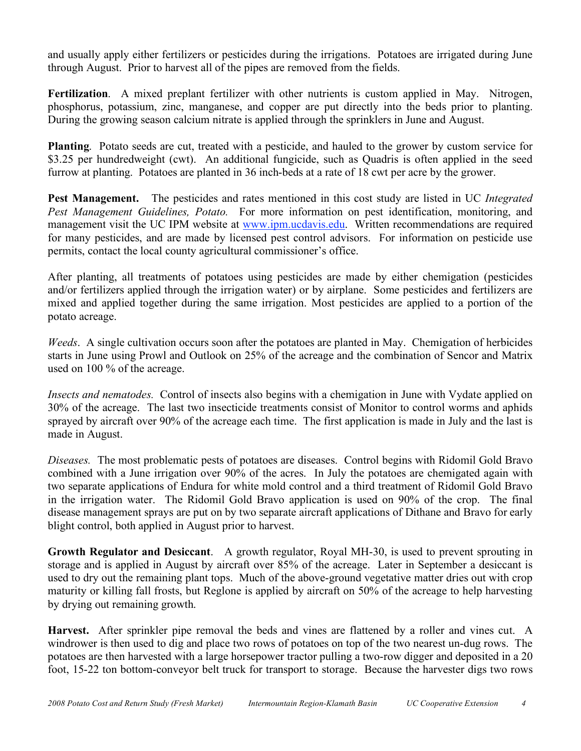and usually apply either fertilizers or pesticides during the irrigations. Potatoes are irrigated during June through August. Prior to harvest all of the pipes are removed from the fields.

**Fertilization**. A mixed preplant fertilizer with other nutrients is custom applied in May. Nitrogen, phosphorus, potassium, zinc, manganese, and copper are put directly into the beds prior to planting. During the growing season calcium nitrate is applied through the sprinklers in June and August.

**Planting**. Potato seeds are cut, treated with a pesticide, and hauled to the grower by custom service for $3.25 per hundredweight (cwt). An additional fungicide, such as Quadris is often applied in the seed furrow at planting. Potatoes are planted in 36 inch-beds at a rate of 18 cwt per acre by the grower.

**Pest Management.** The pesticides and rates mentioned in this cost study are listed in UC *Integrated Pest Management Guidelines, Potato.* For more information on pest identification, monitoring, and management visit the UC IPM website at www.ipm.ucdavis.edu. Written recommendations are required for many pesticides, and are made by licensed pest control advisors. For information on pesticide use permits, contact the local county agricultural commissioner's office.

After planting, all treatments of potatoes using pesticides are made by either chemigation (pesticides and/or fertilizers applied through the irrigation water) or by airplane. Some pesticides and fertilizers are mixed and applied together during the same irrigation. Most pesticides are applied to a portion of the potato acreage.

*Weeds*. A single cultivation occurs soon after the potatoes are planted in May. Chemigation of herbicides starts in June using Prowl and Outlook on 25% of the acreage and the combination of Sencor and Matrix used on 100 % of the acreage.

*Insects and nematodes.* Control of insects also begins with a chemigation in June with Vydate applied on 30% of the acreage. The last two insecticide treatments consist of Monitor to control worms and aphids sprayed by aircraft over 90% of the acreage each time. The first application is made in July and the last is made in August.

*Diseases.* The most problematic pests of potatoes are diseases. Control begins with Ridomil Gold Bravo combined with a June irrigation over 90% of the acres. In July the potatoes are chemigated again with two separate applications of Endura for white mold control and a third treatment of Ridomil Gold Bravo in the irrigation water. The Ridomil Gold Bravo application is used on 90% of the crop. The final disease management sprays are put on by two separate aircraft applications of Dithane and Bravo for early blight control, both applied in August prior to harvest.

**Growth Regulator and Desiccant**. A growth regulator, Royal MH-30, is used to prevent sprouting in storage and is applied in August by aircraft over 85% of the acreage. Later in September a desiccant is used to dry out the remaining plant tops. Much of the above-ground vegetative matter dries out with crop maturity or killing fall frosts, but Reglone is applied by aircraft on 50% of the acreage to help harvesting by drying out remaining growth.

**Harvest.** After sprinkler pipe removal the beds and vines are flattened by a roller and vines cut. A windrower is then used to dig and place two rows of potatoes on top of the two nearest un-dug rows. The potatoes are then harvested with a large horsepower tractor pulling a two-row digger and deposited in a 20 foot, 15-22 ton bottom-conveyor belt truck for transport to storage. Because the harvester digs two rows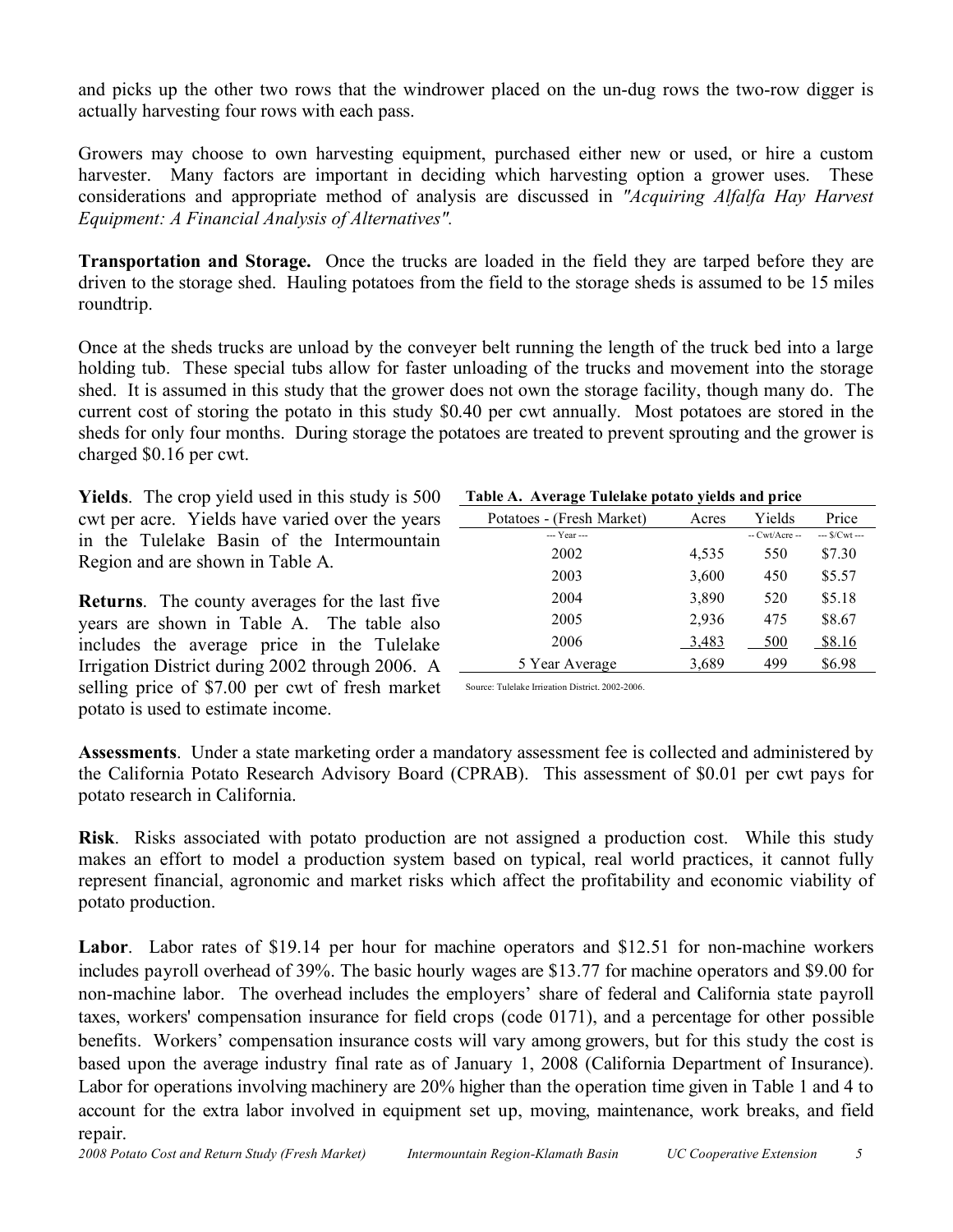and picks up the other two rows that the windrower placed on the un-dug rows the two-row digger is actually harvesting four rows with each pass.

Growers may choose to own harvesting equipment, purchased either new or used, or hire a custom harvester. Many factors are important in deciding which harvesting option a grower uses. These considerations and appropriate method of analysis are discussed in *"Acquiring Alfalfa Hay Harvest Equipment: A Financial Analysis of Alternatives"*.

**Transportation and Storage.** Once the trucks are loaded in the field they are tarped before they are driven to the storage shed. Hauling potatoes from the field to the storage sheds is assumed to be 15 miles roundtrip.

Once at the sheds trucks are unload by the conveyer belt running the length of the truck bed into a large holding tub. These special tubs allow for faster unloading of the trucks and movement into the storage shed. It is assumed in this study that the grower does not own the storage facility, though many do. The current cost of storing the potato in this study $0.40 per cwt annually. Most potatoes are stored in the sheds for only four months. During storage the potatoes are treated to prevent sprouting and the grower is charged $0.16 per cwt.

**Yields**. The crop yield used in this study is 500 cwt per acre. Yields have varied over the years in the Tulelake Basin of the Intermountain Region and are shown in Table A.

**Returns**. The county averages for the last five years are shown in Table A. The table also includes the average price in the Tulelake Irrigation District during 2002 through 2006. A selling price of $7.00 per cwt of fresh market potato is used to estimate income.

**Table A. Average Tulelake potato yields and price**

| Potatoes - (Fresh Market) | Acres | Yields | Price |
|---|---|---|---|
| --- Year --- | | -- Cwt/Acre -- | --- $/Cwt --- |
| 2002 | 4,535 | 550 | $7.30 |
| 2003 | 3,600 | 450 | $5.57 |
| 2004 | 3,890 | 520 | $5.18 |
| 2005 | 2,936 | 475 | $8.67 |
| 2006 | 3,483 | 500 | $8.16 |
| 5 Year Average | 3,689 | 499 | $6.98 |

Source: Tulelake Irrigation District. 2002-2006.

**Assessments**. Under a state marketing order a mandatory assessment fee is collected and administered by the California Potato Research Advisory Board (CPRAB). This assessment of $0.01 per cwt pays for potato research in California.

**Risk**. Risks associated with potato production are not assigned a production cost. While this study makes an effort to model a production system based on typical, real world practices, it cannot fully represent financial, agronomic and market risks which affect the profitability and economic viability of potato production.

**Labor**. Labor rates of $19.14 per hour for machine operators and $12.51 for non-machine workers includes payroll overhead of 39%. The basic hourly wages are $13.77 for machine operators and $9.00 for non-machine labor. The overhead includes the employers' share of federal and California state payroll taxes, workers' compensation insurance for field crops (code 0171), and a percentage for other possible benefits. Workers' compensation insurance costs will vary among growers, but for this study the cost is based upon the average industry final rate as of January 1, 2008 (California Department of Insurance). Labor for operations involving machinery are 20% higher than the operation time given in Table 1 and 4 to account for the extra labor involved in equipment set up, moving, maintenance, work breaks, and field repair.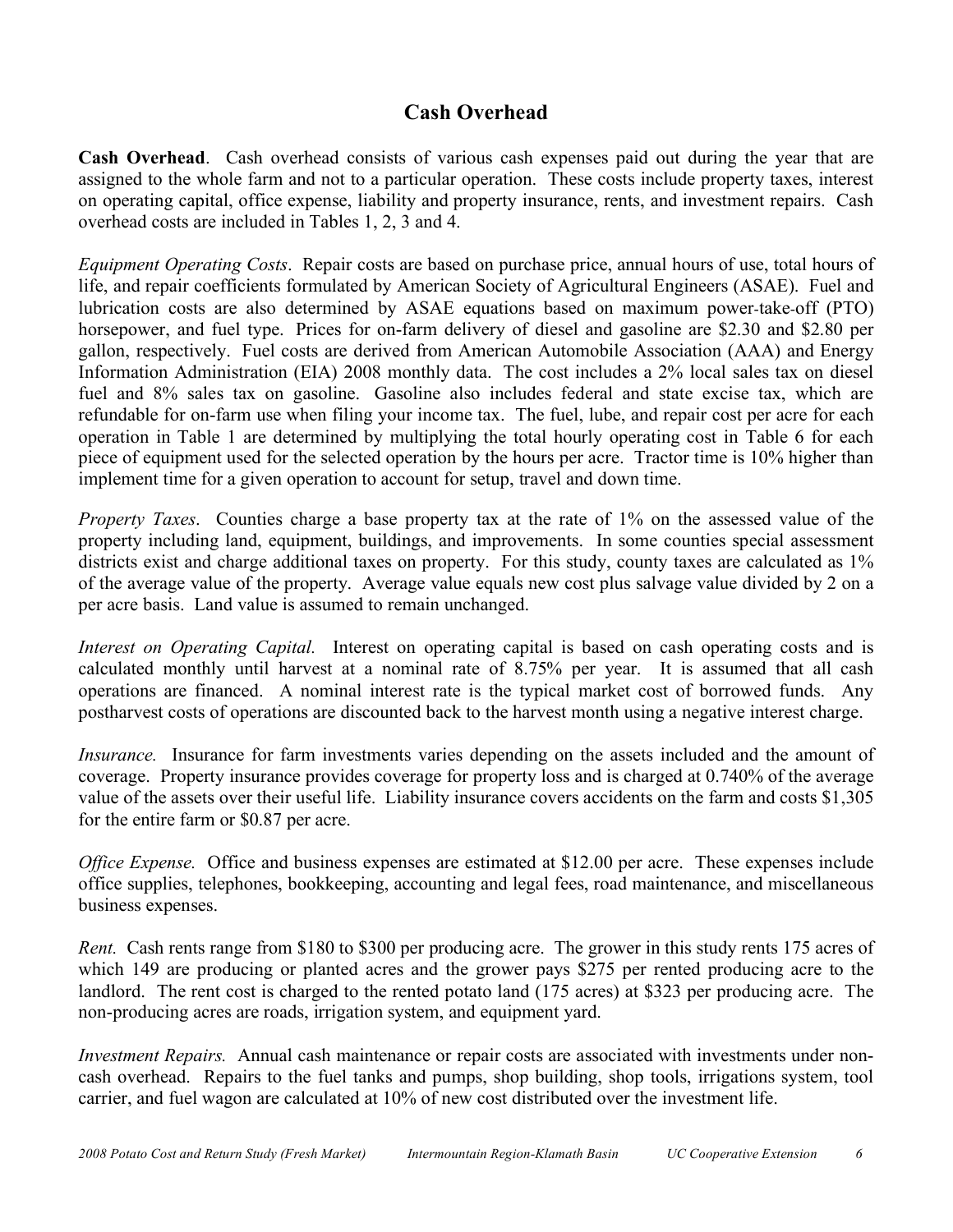## Cash Overhead

**Cash Overhead**. Cash overhead consists of various cash expenses paid out during the year that are assigned to the whole farm and not to a particular operation. These costs include property taxes, interest on operating capital, office expense, liability and property insurance, rents, and investment repairs. Cash overhead costs are included in Tables 1, 2, 3 and 4.

*Equipment Operating Costs*. Repair costs are based on purchase price, annual hours of use, total hours of life, and repair coefficients formulated by American Society of Agricultural Engineers (ASAE). Fuel and lubrication costs are also determined by ASAE equations based on maximum power-take-off (PTO) horsepower, and fuel type. Prices for on-farm delivery of diesel and gasoline are $2.30 and $2.80 per gallon, respectively. Fuel costs are derived from American Automobile Association (AAA) and Energy Information Administration (EIA) 2008 monthly data. The cost includes a 2% local sales tax on diesel fuel and 8% sales tax on gasoline. Gasoline also includes federal and state excise tax, which are refundable for on-farm use when filing your income tax. The fuel, lube, and repair cost per acre for each operation in Table 1 are determined by multiplying the total hourly operating cost in Table 6 for each piece of equipment used for the selected operation by the hours per acre. Tractor time is 10% higher than implement time for a given operation to account for setup, travel and down time.

*Property Taxes*. Counties charge a base property tax at the rate of 1% on the assessed value of the property including land, equipment, buildings, and improvements. In some counties special assessment districts exist and charge additional taxes on property. For this study, county taxes are calculated as 1% of the average value of the property. Average value equals new cost plus salvage value divided by 2 on a per acre basis. Land value is assumed to remain unchanged.

*Interest on Operating Capital.* Interest on operating capital is based on cash operating costs and is calculated monthly until harvest at a nominal rate of 8.75% per year. It is assumed that all cash operations are financed. A nominal interest rate is the typical market cost of borrowed funds. Any postharvest costs of operations are discounted back to the harvest month using a negative interest charge.

*Insurance.* Insurance for farm investments varies depending on the assets included and the amount of coverage. Property insurance provides coverage for property loss and is charged at 0.740% of the average value of the assets over their useful life. Liability insurance covers accidents on the farm and costs $1,305 for the entire farm or $0.87 per acre.

*Office Expense.* Office and business expenses are estimated at $12.00 per acre. These expenses include office supplies, telephones, bookkeeping, accounting and legal fees, road maintenance, and miscellaneous business expenses.

*Rent.* Cash rents range from $180 to $300 per producing acre. The grower in this study rents 175 acres of which 149 are producing or planted acres and the grower pays $275 per rented producing acre to the landlord. The rent cost is charged to the rented potato land (175 acres) at $323 per producing acre. The non-producing acres are roads, irrigation system, and equipment yard.

*Investment Repairs.* Annual cash maintenance or repair costs are associated with investments under non-cash overhead. Repairs to the fuel tanks and pumps, shop building, shop tools, irrigations system, tool carrier, and fuel wagon are calculated at 10% of new cost distributed over the investment life.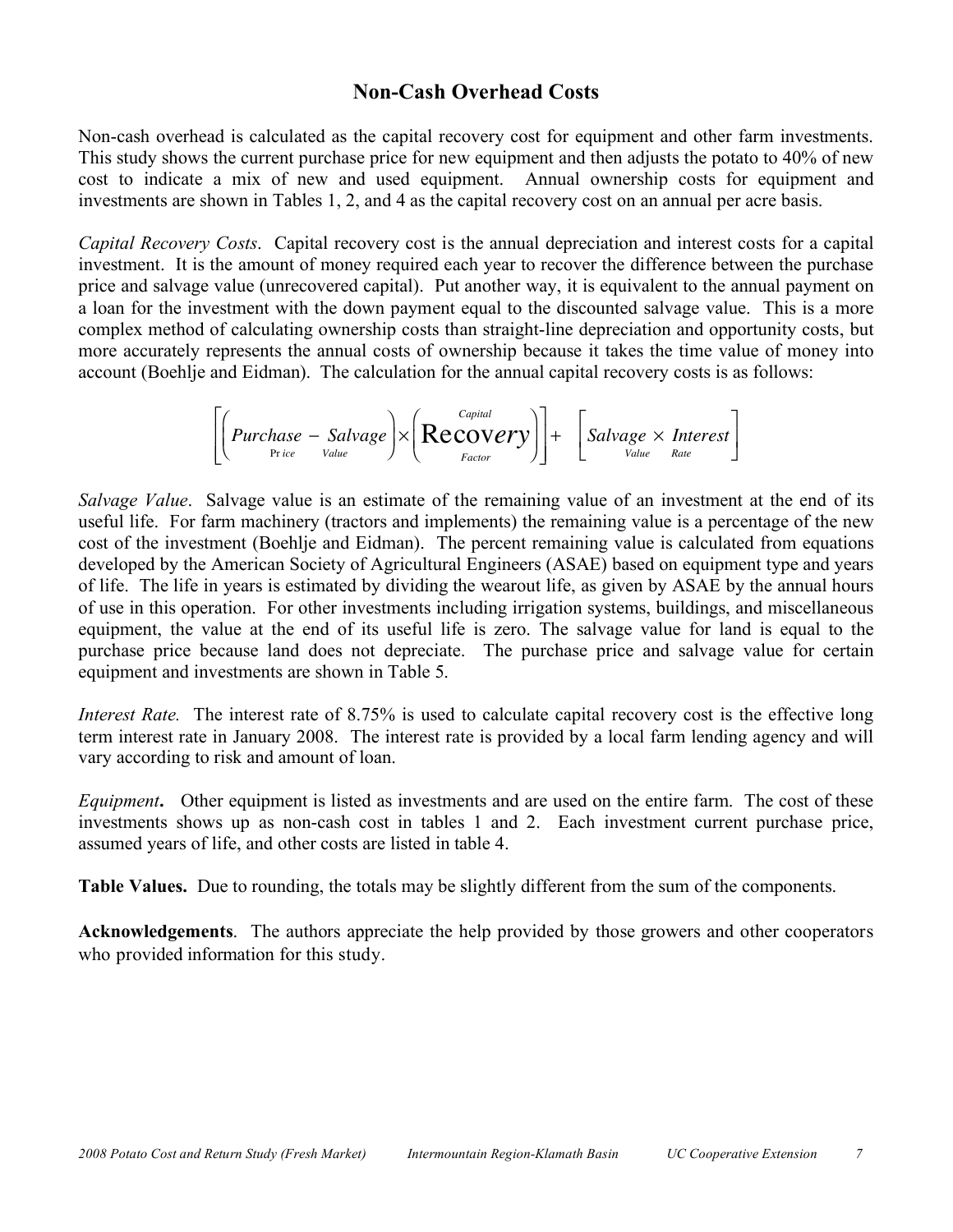## Non-Cash Overhead Costs

Non-cash overhead is calculated as the capital recovery cost for equipment and other farm investments. This study shows the current purchase price for new equipment and then adjusts the potato to 40% of new cost to indicate a mix of new and used equipment. Annual ownership costs for equipment and investments are shown in Tables 1, 2, and 4 as the capital recovery cost on an annual per acre basis.

*Capital Recovery Costs*. Capital recovery cost is the annual depreciation and interest costs for a capital investment. It is the amount of money required each year to recover the difference between the purchase price and salvage value (unrecovered capital). Put another way, it is equivalent to the annual payment on a loan for the investment with the down payment equal to the discounted salvage value. This is a more complex method of calculating ownership costs than straight-line depreciation and opportunity costs, but more accurately represents the annual costs of ownership because it takes the time value of money into account (Boehlje and Eidman). The calculation for the annual capital recovery costs is as follows:

$$\left[\left(\underset{\text{Price}}{Purchase} - \underset{\text{Value}}{Salvage}\right) \times \left(\underset{\text{Factor}}{\overset{\text{Capital}}{\text{Recovery}}}\right)\right] + \left[\underset{\text{Value}}{Salvage} \times \underset{\text{Rate}}{Interest}\right]$$

*Salvage Value*. Salvage value is an estimate of the remaining value of an investment at the end of its useful life. For farm machinery (tractors and implements) the remaining value is a percentage of the new cost of the investment (Boehlje and Eidman). The percent remaining value is calculated from equations developed by the American Society of Agricultural Engineers (ASAE) based on equipment type and years of life. The life in years is estimated by dividing the wearout life, as given by ASAE by the annual hours of use in this operation. For other investments including irrigation systems, buildings, and miscellaneous equipment, the value at the end of its useful life is zero. The salvage value for land is equal to the purchase price because land does not depreciate. The purchase price and salvage value for certain equipment and investments are shown in Table 5.

*Interest Rate.* The interest rate of 8.75% is used to calculate capital recovery cost is the effective long term interest rate in January 2008. The interest rate is provided by a local farm lending agency and will vary according to risk and amount of loan.

*Equipment***.** Other equipment is listed as investments and are used on the entire farm. The cost of these investments shows up as non-cash cost in tables 1 and 2. Each investment current purchase price, assumed years of life, and other costs are listed in table 4.

**Table Values.** Due to rounding, the totals may be slightly different from the sum of the components.

**Acknowledgements**. The authors appreciate the help provided by those growers and other cooperators who provided information for this study.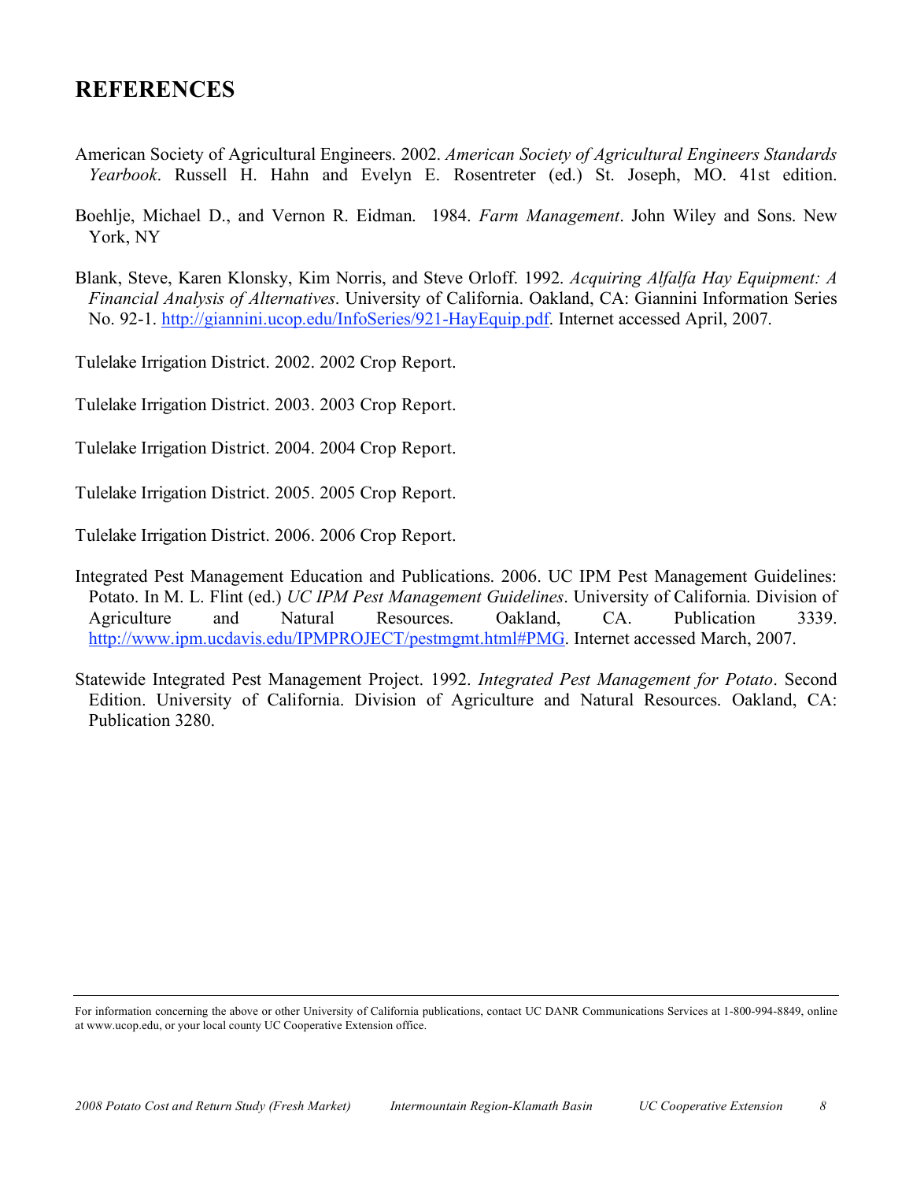## REFERENCES

American Society of Agricultural Engineers. 2002. *American Society of Agricultural Engineers Standards Yearbook*. Russell H. Hahn and Evelyn E. Rosentreter (ed.) St. Joseph, MO. 41st edition.

Boehlje, Michael D., and Vernon R. Eidman. 1984. *Farm Management*. John Wiley and Sons. New York, NY

Blank, Steve, Karen Klonsky, Kim Norris, and Steve Orloff. 1992. *Acquiring Alfalfa Hay Equipment: A Financial Analysis of Alternatives*. University of California. Oakland, CA: Giannini Information Series No. 92-1. http://giannini.ucop.edu/InfoSeries/921-HayEquip.pdf. Internet accessed April, 2007.

Tulelake Irrigation District. 2002. 2002 Crop Report.

Tulelake Irrigation District. 2003. 2003 Crop Report.

Tulelake Irrigation District. 2004. 2004 Crop Report.

Tulelake Irrigation District. 2005. 2005 Crop Report.

Tulelake Irrigation District. 2006. 2006 Crop Report.

Integrated Pest Management Education and Publications. 2006. UC IPM Pest Management Guidelines: Potato. In M. L. Flint (ed.) *UC IPM Pest Management Guidelines*. University of California. Division of Agriculture and Natural Resources. Oakland, CA. Publication 3339. http://www.ipm.ucdavis.edu/IPMPROJECT/pestmgmt.html#PMG. Internet accessed March, 2007.

Statewide Integrated Pest Management Project. 1992. *Integrated Pest Management for Potato*. Second Edition. University of California. Division of Agriculture and Natural Resources. Oakland, CA: Publication 3280.

For information concerning the above or other University of California publications, contact UC DANR Communications Services at 1-800-994-8849, online at www.ucop.edu, or your local county UC Cooperative Extension office.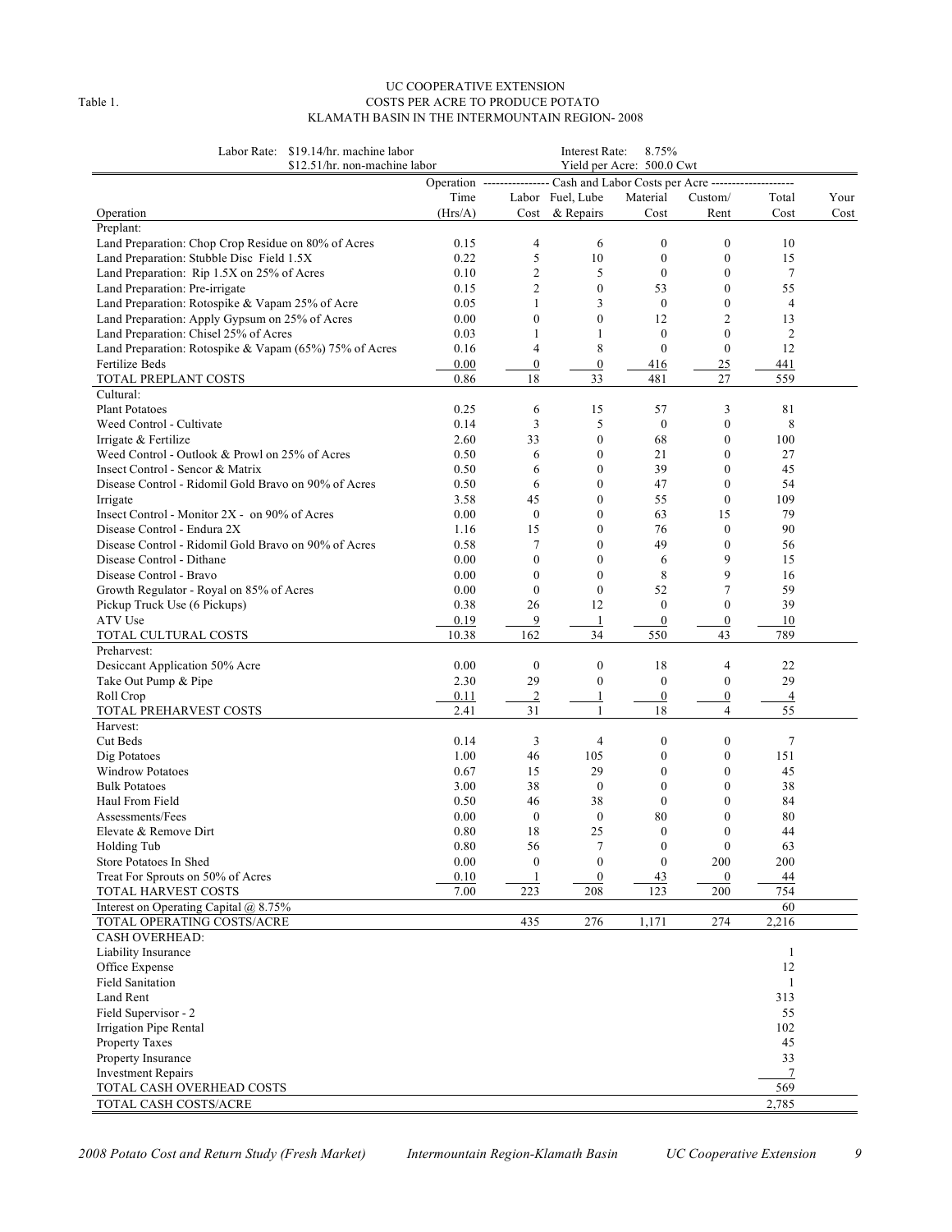Table 1.

UC COOPERATIVE EXTENSION
COSTS PER ACRE TO PRODUCE POTATO
KLAMATH BASIN IN THE INTERMOUNTAIN REGION- 2008

Labor Rate: $19.14/hr. machine labor; $12.51/hr. non-machine labor
Interest Rate: 8.75%
Yield per Acre: 500.0 Cwt

| Operation | Operation Time (Hrs/A) | Labor Cost | Fuel, Lube & Repairs | Material Cost | Custom/ Rent | Total Cost | Your Cost |
|---|---|---|---|---|---|---|---|
| | | Cash and Labor Costs per Acre | | | | | |
| Preplant: | | | | | | | |
| Land Preparation: Chop Crop Residue on 80% of Acres | 0.15 | 4 | 6 | 0 | 0 | 10 | |
| Land Preparation: Stubble Disc Field 1.5X | 0.22 | 5 | 10 | 0 | 0 | 15 | |
| Land Preparation: Rip 1.5X on 25% of Acres | 0.10 | 2 | 5 | 0 | 0 | 7 | |
| Land Preparation: Pre-irrigate | 0.15 | 2 | 0 | 53 | 0 | 55 | |
| Land Preparation: Rotospike & Vapam 25% of Acre | 0.05 | 1 | 3 | 0 | 0 | 4 | |
| Land Preparation: Apply Gypsum on 25% of Acres | 0.00 | 0 | 0 | 12 | 2 | 13 | |
| Land Preparation: Chisel 25% of Acres | 0.03 | 1 | 1 | 0 | 0 | 2 | |
| Land Preparation: Rotospike & Vapam (65%) 75% of Acres | 0.16 | 4 | 8 | 0 | 0 | 12 | |
| Fertilize Beds | 0.00 | 0 | 0 | 416 | 25 | 441 | |
| TOTAL PREPLANT COSTS | 0.86 | 18 | 33 | 481 | 27 | 559 | |
| Cultural: | | | | | | | |
| Plant Potatoes | 0.25 | 6 | 15 | 57 | 3 | 81 | |
| Weed Control - Cultivate | 0.14 | 3 | 5 | 0 | 0 | 8 | |
| Irrigate & Fertilize | 2.60 | 33 | 0 | 68 | 0 | 100 | |
| Weed Control - Outlook & Prowl on 25% of Acres | 0.50 | 6 | 0 | 21 | 0 | 27 | |
| Insect Control - Sencor & Matrix | 0.50 | 6 | 0 | 39 | 0 | 45 | |
| Disease Control - Ridomil Gold Bravo on 90% of Acres | 0.50 | 6 | 0 | 47 | 0 | 54 | |
| Irrigate | 3.58 | 45 | 0 | 55 | 0 | 109 | |
| Insect Control - Monitor 2X - on 90% of Acres | 0.00 | 0 | 0 | 63 | 15 | 79 | |
| Disease Control - Endura 2X | 1.16 | 15 | 0 | 76 | 0 | 90 | |
| Disease Control - Ridomil Gold Bravo on 90% of Acres | 0.58 | 7 | 0 | 49 | 0 | 56 | |
| Disease Control - Dithane | 0.00 | 0 | 0 | 6 | 9 | 15 | |
| Disease Control - Bravo | 0.00 | 0 | 0 | 8 | 9 | 16 | |
| Growth Regulator - Royal on 85% of Acres | 0.00 | 0 | 0 | 52 | 7 | 59 | |
| Pickup Truck Use (6 Pickups) | 0.38 | 26 | 12 | 0 | 0 | 39 | |
| ATV Use | 0.19 | 9 | 1 | 0 | 0 | 10 | |
| TOTAL CULTURAL COSTS | 10.38 | 162 | 34 | 550 | 43 | 789 | |
| Preharvest: | | | | | | | |
| Desiccant Application 50% Acre | 0.00 | 0 | 0 | 18 | 4 | 22 | |
| Take Out Pump & Pipe | 2.30 | 29 | 0 | 0 | 0 | 29 | |
| Roll Crop | 0.11 | 2 | 1 | 0 | 0 | 4 | |
| TOTAL PREHARVEST COSTS | 2.41 | 31 | 1 | 18 | 4 | 55 | |
| Harvest: | | | | | | | |
| Cut Beds | 0.14 | 3 | 4 | 0 | 0 | 7 | |
| Dig Potatoes | 1.00 | 46 | 105 | 0 | 0 | 151 | |
| Windrow Potatoes | 0.67 | 15 | 29 | 0 | 0 | 45 | |
| Bulk Potatoes | 3.00 | 38 | 0 | 0 | 0 | 38 | |
| Haul From Field | 0.50 | 46 | 38 | 0 | 0 | 84 | |
| Assessments/Fees | 0.00 | 0 | 0 | 80 | 0 | 80 | |
| Elevate & Remove Dirt | 0.80 | 18 | 25 | 0 | 0 | 44 | |
| Holding Tub | 0.80 | 56 | 7 | 0 | 0 | 63 | |
| Store Potatoes In Shed | 0.00 | 0 | 0 | 0 | 200 | 200 | |
| Treat For Sprouts on 50% of Acres | 0.10 | 1 | 0 | 43 | 0 | 44 | |
| TOTAL HARVEST COSTS | 7.00 | 223 | 208 | 123 | 200 | 754 | |
| Interest on Operating Capital @ 8.75% | | | | | | 60 | |
| TOTAL OPERATING COSTS/ACRE | | 435 | 276 | 1,171 | 274 | 2,216 | |
| CASH OVERHEAD: | | | | | | | |
| Liability Insurance | | | | | | 1 | |
| Office Expense | | | | | | 12 | |
| Field Sanitation | | | | | | 1 | |
| Land Rent | | | | | | 313 | |
| Field Supervisor - 2 | | | | | | 55 | |
| Irrigation Pipe Rental | | | | | | 102 | |
| Property Taxes | | | | | | 45 | |
| Property Insurance | | | | | | 33 | |
| Investment Repairs | | | | | | 7 | |
| TOTAL CASH OVERHEAD COSTS | | | | | | 569 | |
| TOTAL CASH COSTS/ACRE | | | | | | 2,785 | |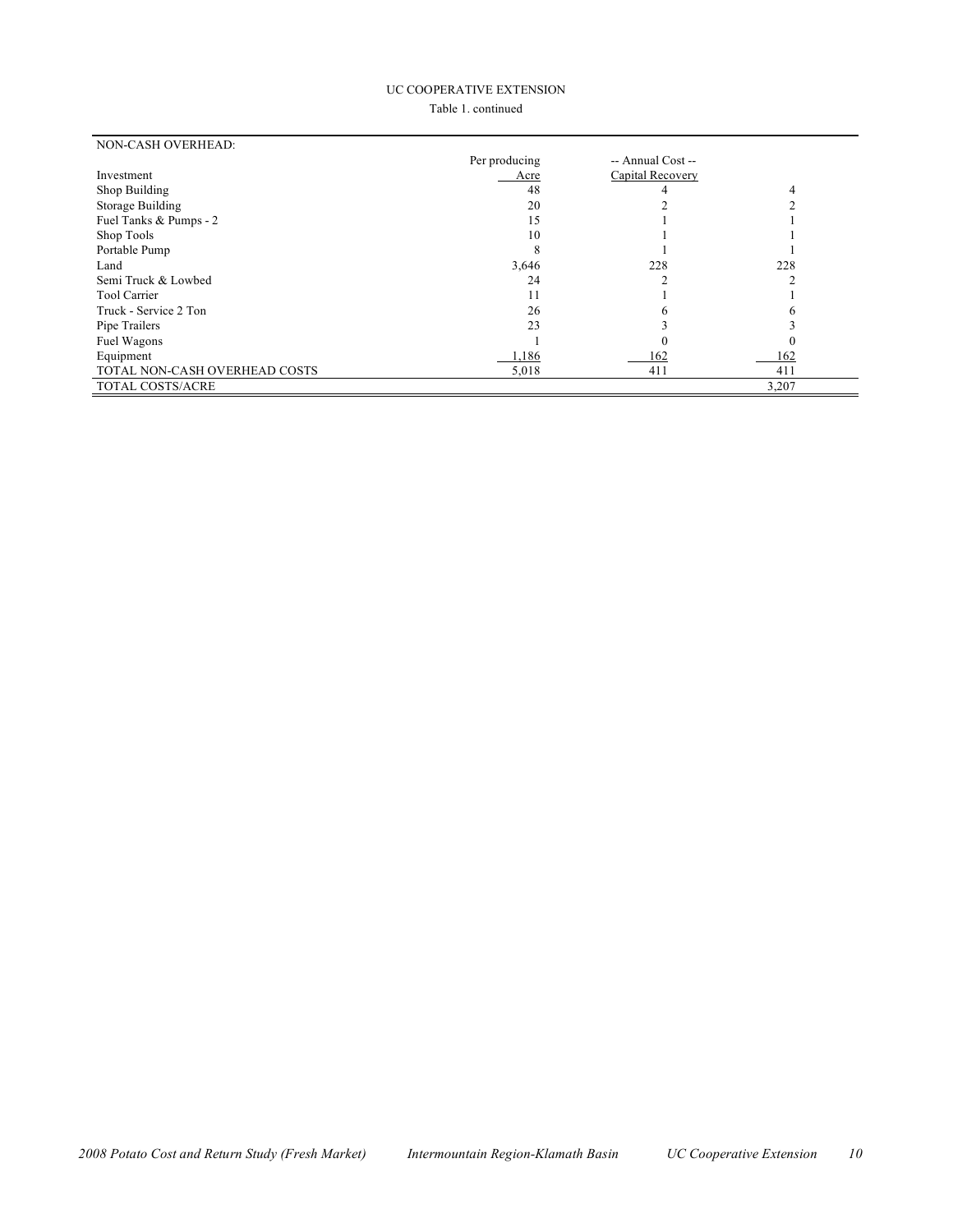UC COOPERATIVE EXTENSION

Table 1. continued

| NON-CASH OVERHEAD: | | | |
|---|---|---|---|
| | Per producing | -- Annual Cost -- | |
| Investment | Acre | Capital Recovery | |
| Shop Building | 48 | 4 | 4 |
| Storage Building | 20 | 2 | 2 |
| Fuel Tanks & Pumps - 2 | 15 | 1 | 1 |
| Shop Tools | 10 | 1 | 1 |
| Portable Pump | 8 | 1 | 1 |
| Land | 3,646 | 228 | 228 |
| Semi Truck & Lowbed | 24 | 2 | 2 |
| Tool Carrier | 11 | 1 | 1 |
| Truck - Service 2 Ton | 26 | 6 | 6 |
| Pipe Trailers | 23 | 3 | 3 |
| Fuel Wagons | 1 | 0 | 0 |
| Equipment | 1,186 | 162 | 162 |
| TOTAL NON-CASH OVERHEAD COSTS | 5,018 | 411 | 411 |
| TOTAL COSTS/ACRE | | | 3,207 |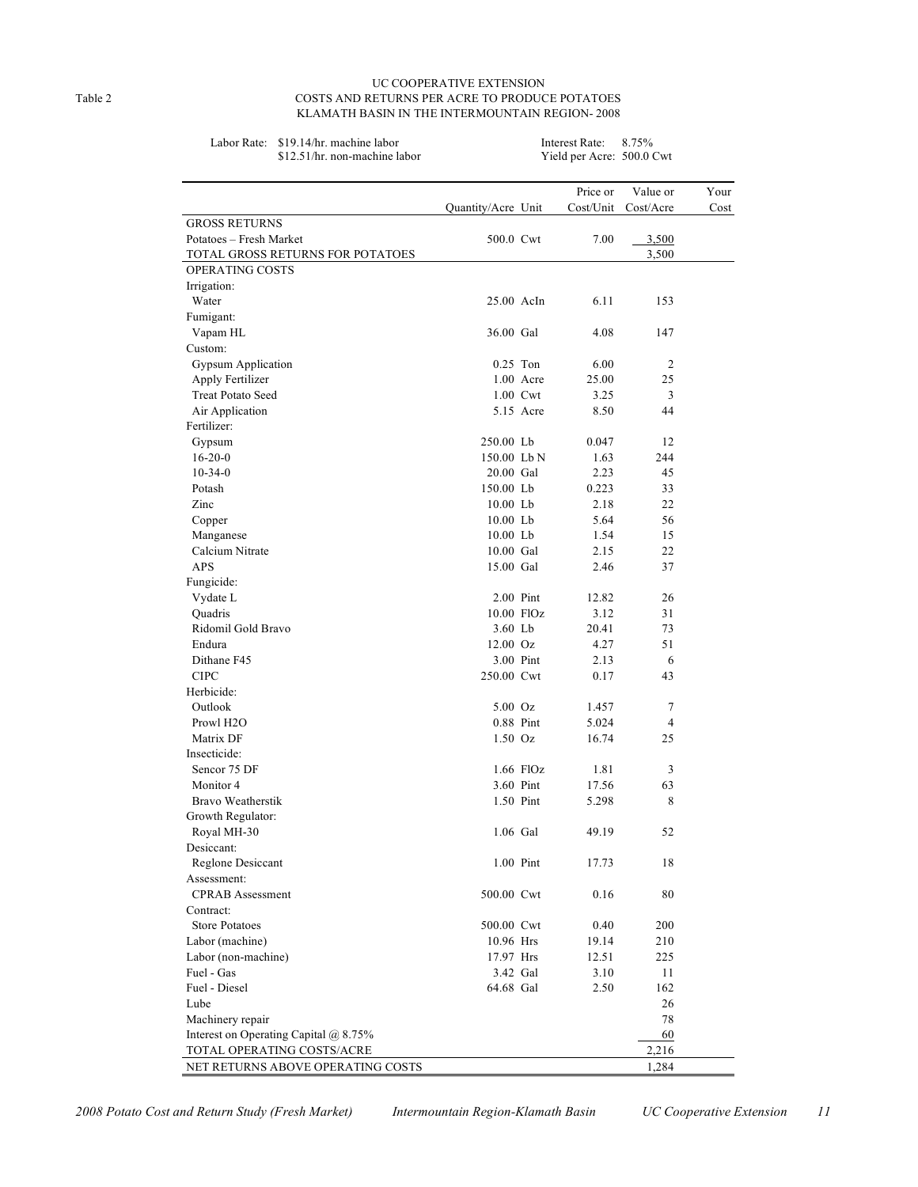Table 2

# UC COOPERATIVE EXTENSION
## COSTS AND RETURNS PER ACRE TO PRODUCE POTATOES
## KLAMATH BASIN IN THE INTERMOUNTAIN REGION- 2008

Labor Rate: $19.14/hr. machine labor
$12.51/hr. non-machine labor

Interest Rate: 8.75%
Yield per Acre: 500.0 Cwt

| | Quantity/Acre | Unit | Price or Cost/Unit | Value or Cost/Acre | Your Cost |
|---|---|---|---|---|---|
| GROSS RETURNS | | | | | |
| Potatoes – Fresh Market | 500.0 | Cwt | 7.00 | 3,500 | |
| TOTAL GROSS RETURNS FOR POTATOES | | | | 3,500 | |
| OPERATING COSTS | | | | | |
| Irrigation: | | | | | |
| Water | 25.00 | AcIn | 6.11 | 153 | |
| Fumigant: | | | | | |
| Vapam HL | 36.00 | Gal | 4.08 | 147 | |
| Custom: | | | | | |
| Gypsum Application | 0.25 | Ton | 6.00 | 2 | |
| Apply Fertilizer | 1.00 | Acre | 25.00 | 25 | |
| Treat Potato Seed | 1.00 | Cwt | 3.25 | 3 | |
| Air Application | 5.15 | Acre | 8.50 | 44 | |
| Fertilizer: | | | | | |
| Gypsum | 250.00 | Lb | 0.047 | 12 | |
| 16-20-0 | 150.00 | Lb N | 1.63 | 244 | |
| 10-34-0 | 20.00 | Gal | 2.23 | 45 | |
| Potash | 150.00 | Lb | 0.223 | 33 | |
| Zinc | 10.00 | Lb | 2.18 | 22 | |
| Copper | 10.00 | Lb | 5.64 | 56 | |
| Manganese | 10.00 | Lb | 1.54 | 15 | |
| Calcium Nitrate | 10.00 | Gal | 2.15 | 22 | |
| APS | 15.00 | Gal | 2.46 | 37 | |
| Fungicide: | | | | | |
| Vydate L | 2.00 | Pint | 12.82 | 26 | |
| Quadris | 10.00 | FlOz | 3.12 | 31 | |
| Ridomil Gold Bravo | 3.60 | Lb | 20.41 | 73 | |
| Endura | 12.00 | Oz | 4.27 | 51 | |
| Dithane F45 | 3.00 | Pint | 2.13 | 6 | |
| CIPC | 250.00 | Cwt | 0.17 | 43 | |
| Herbicide: | | | | | |
| Outlook | 5.00 | Oz | 1.457 | 7 | |
| Prowl H2O | 0.88 | Pint | 5.024 | 4 | |
| Matrix DF | 1.50 | Oz | 16.74 | 25 | |
| Insecticide: | | | | | |
| Sencor 75 DF | 1.66 | FlOz | 1.81 | 3 | |
| Monitor 4 | 3.60 | Pint | 17.56 | 63 | |
| Bravo Weatherstik | 1.50 | Pint | 5.298 | 8 | |
| Growth Regulator: | | | | | |
| Royal MH-30 | 1.06 | Gal | 49.19 | 52 | |
| Desiccant: | | | | | |
| Reglone Desiccant | 1.00 | Pint | 17.73 | 18 | |
| Assessment: | | | | | |
| CPRAB Assessment | 500.00 | Cwt | 0.16 | 80 | |
| Contract: | | | | | |
| Store Potatoes | 500.00 | Cwt | 0.40 | 200 | |
| Labor (machine) | 10.96 | Hrs | 19.14 | 210 | |
| Labor (non-machine) | 17.97 | Hrs | 12.51 | 225 | |
| Fuel - Gas | 3.42 | Gal | 3.10 | 11 | |
| Fuel - Diesel | 64.68 | Gal | 2.50 | 162 | |
| Lube | | | | 26 | |
| Machinery repair | | | | 78 | |
| Interest on Operating Capital @ 8.75% | | | | 60 | |
| TOTAL OPERATING COSTS/ACRE | | | | 2,216 | |
| NET RETURNS ABOVE OPERATING COSTS | | | | 1,284 | |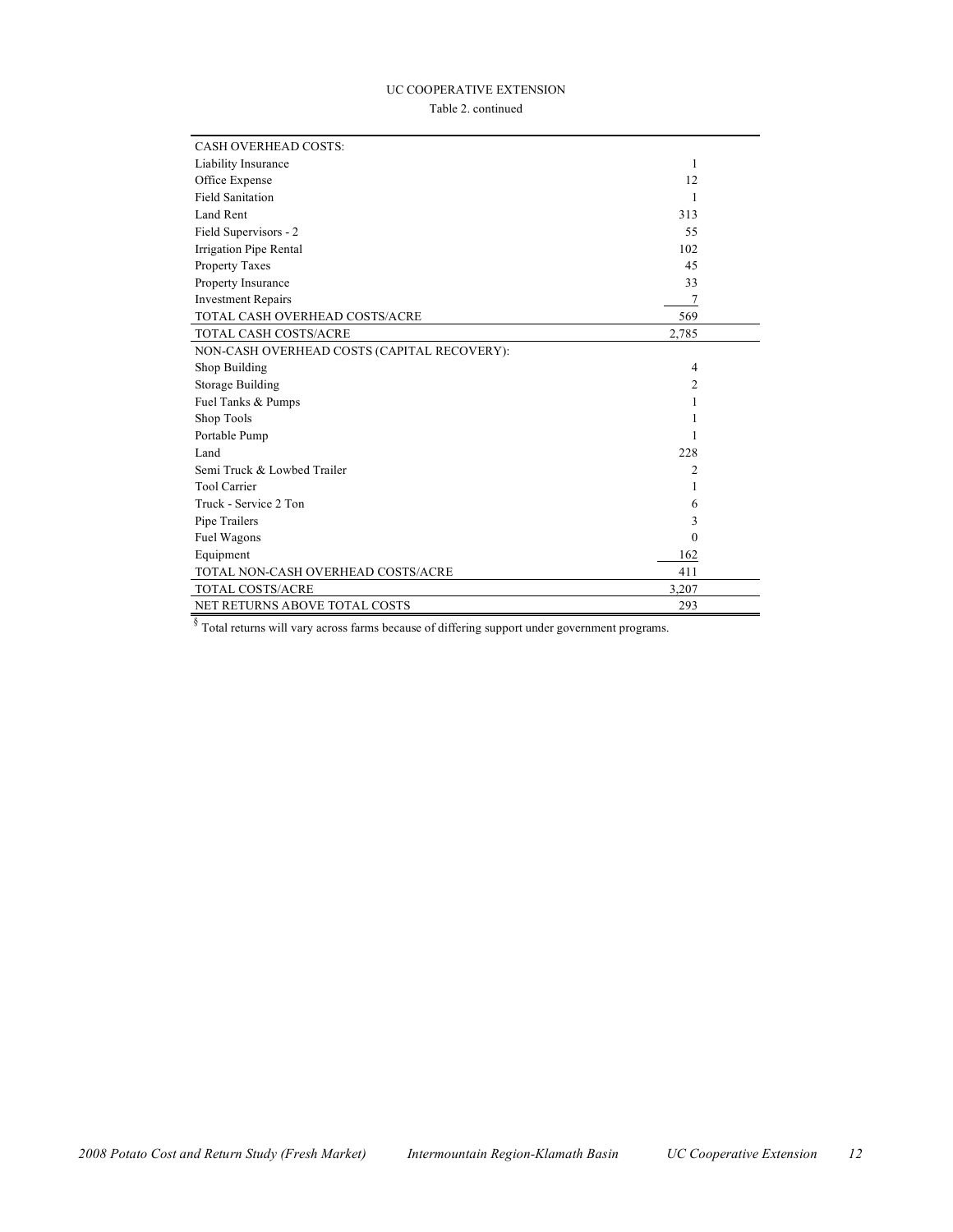UC COOPERATIVE EXTENSION

Table 2. continued

| | |
|---|---|
| CASH OVERHEAD COSTS: | |
| Liability Insurance | 1 |
| Office Expense | 12 |
| Field Sanitation | 1 |
| Land Rent | 313 |
| Field Supervisors - 2 | 55 |
| Irrigation Pipe Rental | 102 |
| Property Taxes | 45 |
| Property Insurance | 33 |
| Investment Repairs | 7 |
| TOTAL CASH OVERHEAD COSTS/ACRE | 569 |
| TOTAL CASH COSTS/ACRE | 2,785 |
| NON-CASH OVERHEAD COSTS (CAPITAL RECOVERY): | |
| Shop Building | 4 |
| Storage Building | 2 |
| Fuel Tanks & Pumps | 1 |
| Shop Tools | 1 |
| Portable Pump | 1 |
| Land | 228 |
| Semi Truck & Lowbed Trailer | 2 |
| Tool Carrier | 1 |
| Truck - Service 2 Ton | 6 |
| Pipe Trailers | 3 |
| Fuel Wagons | 0 |
| Equipment | 162 |
| TOTAL NON-CASH OVERHEAD COSTS/ACRE | 411 |
| TOTAL COSTS/ACRE | 3,207 |
| NET RETURNS ABOVE TOTAL COSTS | 293 |

§ Total returns will vary across farms because of differing support under government programs.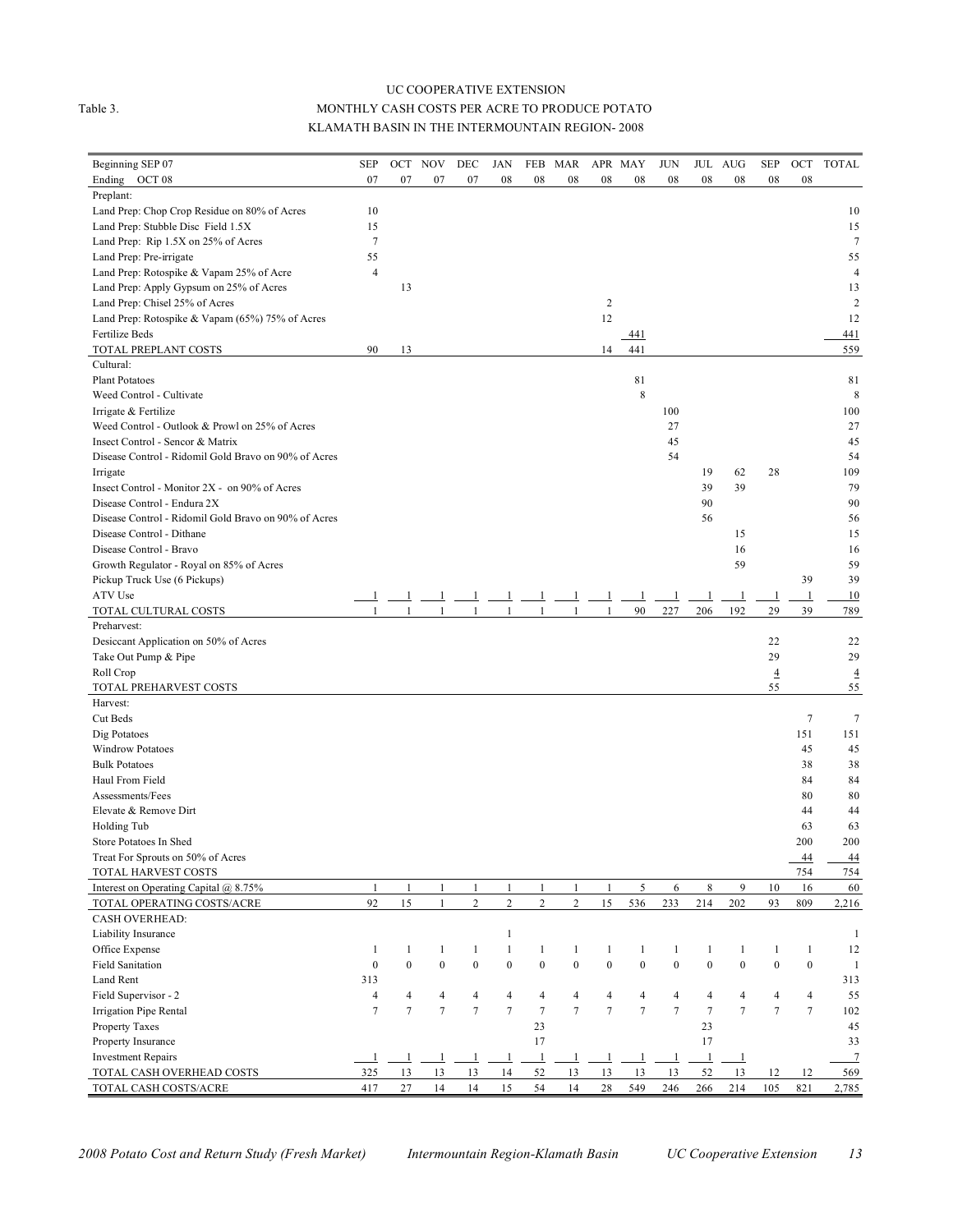UC COOPERATIVE EXTENSION

Table 3. MONTHLY CASH COSTS PER ACRE TO PRODUCE POTATO

KLAMATH BASIN IN THE INTERMOUNTAIN REGION- 2008

| Beginning SEP 07 | SEP | OCT | NOV | DEC | JAN | FEB | MAR | APR | MAY | JUN | JUL | AUG | SEP | OCT | TOTAL |
|---|---|---|---|---|---|---|---|---|---|---|---|---|---|---|---|
| Ending OCT 08 | 07 | 07 | 07 | 07 | 08 | 08 | 08 | 08 | 08 | 08 | 08 | 08 | 08 | 08 | |
| Preplant: | | | | | | | | | | | | | | | |
| Land Prep: Chop Crop Residue on 80% of Acres | 10 | | | | | | | | | | | | | | 10 |
| Land Prep: Stubble Disc Field 1.5X | 15 | | | | | | | | | | | | | | 15 |
| Land Prep: Rip 1.5X on 25% of Acres | 7 | | | | | | | | | | | | | | 7 |
| Land Prep: Pre-irrigate | 55 | | | | | | | | | | | | | | 55 |
| Land Prep: Rotospike & Vapam 25% of Acre | 4 | | | | | | | | | | | | | | 4 |
| Land Prep: Apply Gypsum on 25% of Acres | | 13 | | | | | | | | | | | | | 13 |
| Land Prep: Chisel 25% of Acres | | | | | | | | 2 | | | | | | | 2 |
| Land Prep: Rotospike & Vapam (65%) 75% of Acres | | | | | | | | 12 | | | | | | | 12 |
| Fertilize Beds | | | | | | | | | 441 | | | | | | 441 |
| TOTAL PREPLANT COSTS | 90 | 13 | | | | | | 14 | 441 | | | | | | 559 |
| Cultural: | | | | | | | | | | | | | | | |
| Plant Potatoes | | | | | | | | | 81 | | | | | | 81 |
| Weed Control - Cultivate | | | | | | | | | 8 | | | | | | 8 |
| Irrigate & Fertilize | | | | | | | | | | 100 | | | | | 100 |
| Weed Control - Outlook & Prowl on 25% of Acres | | | | | | | | | | 27 | | | | | 27 |
| Insect Control - Sencor & Matrix | | | | | | | | | | 45 | | | | | 45 |
| Disease Control - Ridomil Gold Bravo on 90% of Acres | | | | | | | | | | 54 | | | | | 54 |
| Irrigate | | | | | | | | | | | 19 | 62 | 28 | | 109 |
| Insect Control - Monitor 2X - on 90% of Acres | | | | | | | | | | | 39 | 39 | | | 79 |
| Disease Control - Endura 2X | | | | | | | | | | | 90 | | | | 90 |
| Disease Control - Ridomil Gold Bravo on 90% of Acres | | | | | | | | | | | 56 | | | | 56 |
| Disease Control - Dithane | | | | | | | | | | | | 15 | | | 15 |
| Disease Control - Bravo | | | | | | | | | | | | 16 | | | 16 |
| Growth Regulator - Royal on 85% of Acres | | | | | | | | | | | | 59 | | | 59 |
| Pickup Truck Use (6 Pickups) | | | | | | | | | | | | | | 39 | 39 |
| ATV Use | 1 | 1 | 1 | 1 | 1 | 1 | 1 | 1 | 1 | 1 | 1 | 1 | 1 | 1 | 10 |
| TOTAL CULTURAL COSTS | 1 | 1 | 1 | 1 | 1 | 1 | 1 | 1 | 90 | 227 | 206 | 192 | 29 | 39 | 789 |
| Preharvest: | | | | | | | | | | | | | | | |
| Desiccant Application on 50% of Acres | | | | | | | | | | | | | 22 | | 22 |
| Take Out Pump & Pipe | | | | | | | | | | | | | 29 | | 29 |
| Roll Crop | | | | | | | | | | | | | 4 | | 4 |
| TOTAL PREHARVEST COSTS | | | | | | | | | | | | | 55 | | 55 |
| Harvest: | | | | | | | | | | | | | | | |
| Cut Beds | | | | | | | | | | | | | | 7 | 7 |
| Dig Potatoes | | | | | | | | | | | | | | 151 | 151 |
| Windrow Potatoes | | | | | | | | | | | | | | 45 | 45 |
| Bulk Potatoes | | | | | | | | | | | | | | 38 | 38 |
| Haul From Field | | | | | | | | | | | | | | 84 | 84 |
| Assessments/Fees | | | | | | | | | | | | | | 80 | 80 |
| Elevate & Remove Dirt | | | | | | | | | | | | | | 44 | 44 |
| Holding Tub | | | | | | | | | | | | | | 63 | 63 |
| Store Potatoes In Shed | | | | | | | | | | | | | | 200 | 200 |
| Treat For Sprouts on 50% of Acres | | | | | | | | | | | | | | 44 | 44 |
| TOTAL HARVEST COSTS | | | | | | | | | | | | | | 754 | 754 |
| Interest on Operating Capital @ 8.75% | 1 | 1 | 1 | 1 | 1 | 1 | 1 | 1 | 5 | 6 | 8 | 9 | 10 | 16 | 60 |
| TOTAL OPERATING COSTS/ACRE | 92 | 15 | 1 | 2 | 2 | 2 | 2 | 15 | 536 | 233 | 214 | 202 | 93 | 809 | 2,216 |
| CASH OVERHEAD: | | | | | | | | | | | | | | | |
| Liability Insurance | | | | | 1 | | | | | | | | | | 1 |
| Office Expense | 1 | 1 | 1 | 1 | 1 | 1 | 1 | 1 | 1 | 1 | 1 | 1 | 1 | 1 | 12 |
| Field Sanitation | 0 | 0 | 0 | 0 | 0 | 0 | 0 | 0 | 0 | 0 | 0 | 0 | 0 | 0 | 1 |
| Land Rent | 313 | | | | | | | | | | | | | | 313 |
| Field Supervisor - 2 | 4 | 4 | 4 | 4 | 4 | 4 | 4 | 4 | 4 | 4 | 4 | 4 | 4 | 4 | 55 |
| Irrigation Pipe Rental | 7 | 7 | 7 | 7 | 7 | 7 | 7 | 7 | 7 | 7 | 7 | 7 | 7 | 7 | 102 |
| Property Taxes | | | | | | 23 | | | | | 23 | | | | 45 |
| Property Insurance | | | | | | 17 | | | | | 17 | | | | 33 |
| Investment Repairs | 1 | 1 | 1 | 1 | 1 | 1 | 1 | 1 | 1 | 1 | 1 | 1 | | | 7 |
| TOTAL CASH OVERHEAD COSTS | 325 | 13 | 13 | 13 | 14 | 52 | 13 | 13 | 13 | 13 | 52 | 13 | 12 | 12 | 569 |
| TOTAL CASH COSTS/ACRE | 417 | 27 | 14 | 14 | 15 | 54 | 14 | 28 | 549 | 246 | 266 | 214 | 105 | 821 | 2,785 |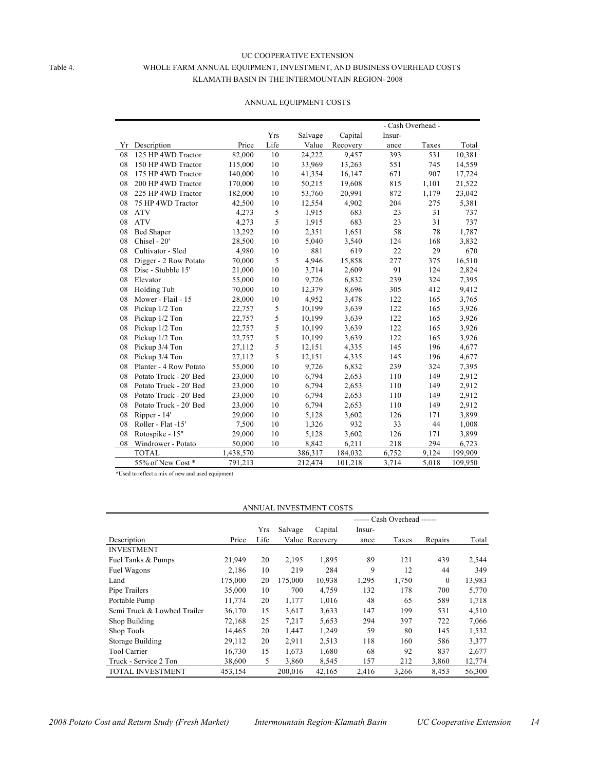UC COOPERATIVE EXTENSION

Table 4. WHOLE FARM ANNUAL EQUIPMENT, INVESTMENT, AND BUSINESS OVERHEAD COSTS

KLAMATH BASIN IN THE INTERMOUNTAIN REGION- 2008

ANNUAL EQUIPMENT COSTS

| | | | | | | - Cash Overhead - | | |
|---|---|---|---|---|---|---|---|---|
| Yr | Description | Price | Yrs Life | Salvage Value | Capital Recovery | Insur-ance | Taxes | Total |
| 08 | 125 HP 4WD Tractor | 82,000 | 10 | 24,222 | 9,457 | 393 | 531 | 10,381 |
| 08 | 150 HP 4WD Tractor | 115,000 | 10 | 33,969 | 13,263 | 551 | 745 | 14,559 |
| 08 | 175 HP 4WD Tractor | 140,000 | 10 | 41,354 | 16,147 | 671 | 907 | 17,724 |
| 08 | 200 HP 4WD Tractor | 170,000 | 10 | 50,215 | 19,608 | 815 | 1,101 | 21,522 |
| 08 | 225 HP 4WD Tractor | 182,000 | 10 | 53,760 | 20,991 | 872 | 1,179 | 23,042 |
| 08 | 75 HP 4WD Tractor | 42,500 | 10 | 12,554 | 4,902 | 204 | 275 | 5,381 |
| 08 | ATV | 4,273 | 5 | 1,915 | 683 | 23 | 31 | 737 |
| 08 | ATV | 4,273 | 5 | 1,915 | 683 | 23 | 31 | 737 |
| 08 | Bed Shaper | 13,292 | 10 | 2,351 | 1,651 | 58 | 78 | 1,787 |
| 08 | Chisel - 20' | 28,500 | 10 | 5,040 | 3,540 | 124 | 168 | 3,832 |
| 08 | Cultivator - Sled | 4,980 | 10 | 881 | 619 | 22 | 29 | 670 |
| 08 | Digger - 2 Row Potato | 70,000 | 5 | 4,946 | 15,858 | 277 | 375 | 16,510 |
| 08 | Disc - Stubble 15' | 21,000 | 10 | 3,714 | 2,609 | 91 | 124 | 2,824 |
| 08 | Elevator | 55,000 | 10 | 9,726 | 6,832 | 239 | 324 | 7,395 |
| 08 | Holding Tub | 70,000 | 10 | 12,379 | 8,696 | 305 | 412 | 9,412 |
| 08 | Mower - Flail - 15 | 28,000 | 10 | 4,952 | 3,478 | 122 | 165 | 3,765 |
| 08 | Pickup 1/2 Ton | 22,757 | 5 | 10,199 | 3,639 | 122 | 165 | 3,926 |
| 08 | Pickup 1/2 Ton | 22,757 | 5 | 10,199 | 3,639 | 122 | 165 | 3,926 |
| 08 | Pickup 1/2 Ton | 22,757 | 5 | 10,199 | 3,639 | 122 | 165 | 3,926 |
| 08 | Pickup 1/2 Ton | 22,757 | 5 | 10,199 | 3,639 | 122 | 165 | 3,926 |
| 08 | Pickup 3/4 Ton | 27,112 | 5 | 12,151 | 4,335 | 145 | 196 | 4,677 |
| 08 | Pickup 3/4 Ton | 27,112 | 5 | 12,151 | 4,335 | 145 | 196 | 4,677 |
| 08 | Planter - 4 Row Potato | 55,000 | 10 | 9,726 | 6,832 | 239 | 324 | 7,395 |
| 08 | Potato Truck - 20' Bed | 23,000 | 10 | 6,794 | 2,653 | 110 | 149 | 2,912 |
| 08 | Potato Truck - 20' Bed | 23,000 | 10 | 6,794 | 2,653 | 110 | 149 | 2,912 |
| 08 | Potato Truck - 20' Bed | 23,000 | 10 | 6,794 | 2,653 | 110 | 149 | 2,912 |
| 08 | Potato Truck - 20' Bed | 23,000 | 10 | 6,794 | 2,653 | 110 | 149 | 2,912 |
| 08 | Ripper - 14' | 29,000 | 10 | 5,128 | 3,602 | 126 | 171 | 3,899 |
| 08 | Roller - Flat -15' | 7,500 | 10 | 1,326 | 932 | 33 | 44 | 1,008 |
| 08 | Rotospike - 15" | 29,000 | 10 | 5,128 | 3,602 | 126 | 171 | 3,899 |
| 08 | Windrower - Potato | 50,000 | 10 | 8,842 | 6,211 | 218 | 294 | 6,723 |
| | TOTAL | 1,438,570 | | 386,317 | 184,032 | 6,752 | 9,124 | 199,909 |
| | 55% of New Cost * | 791,213 | | 212,474 | 101,218 | 3,714 | 5,018 | 109,950 |

*Used to reflect a mix of new and used equipment

ANNUAL INVESTMENT COSTS

| | | | | | ------ Cash Overhead ------ | | | |
|---|---|---|---|---|---|---|---|---|
| Description | Price | Yrs Life | Salvage Value | Capital Recovery | Insur-ance | Taxes | Repairs | Total |
| INVESTMENT | | | | | | | | |
| Fuel Tanks & Pumps | 21,949 | 20 | 2,195 | 1,895 | 89 | 121 | 439 | 2,544 |
| Fuel Wagons | 2,186 | 10 | 219 | 284 | 9 | 12 | 44 | 349 |
| Land | 175,000 | 20 | 175,000 | 10,938 | 1,295 | 1,750 | 0 | 13,983 |
| Pipe Trailers | 35,000 | 10 | 700 | 4,759 | 132 | 178 | 700 | 5,770 |
| Portable Pump | 11,774 | 20 | 1,177 | 1,016 | 48 | 65 | 589 | 1,718 |
| Semi Truck & Lowbed Trailer | 36,170 | 15 | 3,617 | 3,633 | 147 | 199 | 531 | 4,510 |
| Shop Building | 72,168 | 25 | 7,217 | 5,653 | 294 | 397 | 722 | 7,066 |
| Shop Tools | 14,465 | 20 | 1,447 | 1,249 | 59 | 80 | 145 | 1,532 |
| Storage Building | 29,112 | 20 | 2,911 | 2,513 | 118 | 160 | 586 | 3,377 |
| Tool Carrier | 16,730 | 15 | 1,673 | 1,680 | 68 | 92 | 837 | 2,677 |
| Truck - Service 2 Ton | 38,600 | 5 | 3,860 | 8,545 | 157 | 212 | 3,860 | 12,774 |
| TOTAL INVESTMENT | 453,154 | | 200,016 | 42,165 | 2,416 | 3,266 | 8,453 | 56,300 |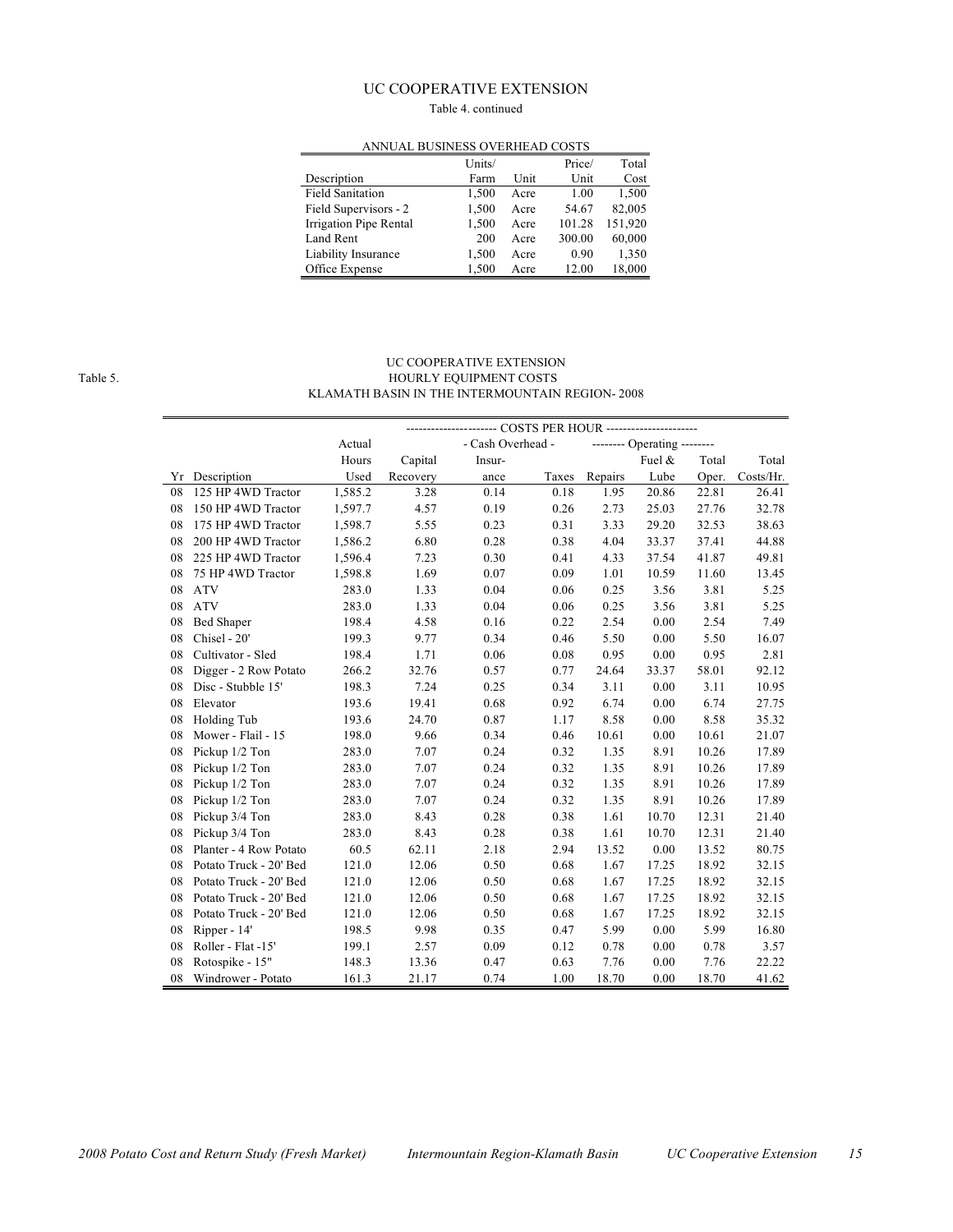## UC COOPERATIVE EXTENSION

Table 4. continued

ANNUAL BUSINESS OVERHEAD COSTS

| Description | Units/ Farm | Unit | Price/ Unit | Total Cost |
|---|---|---|---|---|
| Field Sanitation | 1,500 | Acre | 1.00 | 1,500 |
| Field Supervisors - 2 | 1,500 | Acre | 54.67 | 82,005 |
| Irrigation Pipe Rental | 1,500 | Acre | 101.28 | 151,920 |
| Land Rent | 200 | Acre | 300.00 | 60,000 |
| Liability Insurance | 1,500 | Acre | 0.90 | 1,350 |
| Office Expense | 1,500 | Acre | 12.00 | 18,000 |

Table 5.

## UC COOPERATIVE EXTENSION
### HOURLY EQUIPMENT COSTS
### KLAMATH BASIN IN THE INTERMOUNTAIN REGION- 2008

| | | | COSTS PER HOUR | | | | | | |
|---|---|---|---|---|---|---|---|---|---|
| | | Actual | | - Cash Overhead - | | -------- Operating -------- | | | |
| Yr | Description | Hours Used | Capital Recovery | Insur- ance | Taxes | Repairs | Fuel & Lube | Total Oper. | Total Costs/Hr. |
| 08 | 125 HP 4WD Tractor | 1,585.2 | 3.28 | 0.14 | 0.18 | 1.95 | 20.86 | 22.81 | 26.41 |
| 08 | 150 HP 4WD Tractor | 1,597.7 | 4.57 | 0.19 | 0.26 | 2.73 | 25.03 | 27.76 | 32.78 |
| 08 | 175 HP 4WD Tractor | 1,598.7 | 5.55 | 0.23 | 0.31 | 3.33 | 29.20 | 32.53 | 38.63 |
| 08 | 200 HP 4WD Tractor | 1,586.2 | 6.80 | 0.28 | 0.38 | 4.04 | 33.37 | 37.41 | 44.88 |
| 08 | 225 HP 4WD Tractor | 1,596.4 | 7.23 | 0.30 | 0.41 | 4.33 | 37.54 | 41.87 | 49.81 |
| 08 | 75 HP 4WD Tractor | 1,598.8 | 1.69 | 0.07 | 0.09 | 1.01 | 10.59 | 11.60 | 13.45 |
| 08 | ATV | 283.0 | 1.33 | 0.04 | 0.06 | 0.25 | 3.56 | 3.81 | 5.25 |
| 08 | ATV | 283.0 | 1.33 | 0.04 | 0.06 | 0.25 | 3.56 | 3.81 | 5.25 |
| 08 | Bed Shaper | 198.4 | 4.58 | 0.16 | 0.22 | 2.54 | 0.00 | 2.54 | 7.49 |
| 08 | Chisel - 20' | 199.3 | 9.77 | 0.34 | 0.46 | 5.50 | 0.00 | 5.50 | 16.07 |
| 08 | Cultivator - Sled | 198.4 | 1.71 | 0.06 | 0.08 | 0.95 | 0.00 | 0.95 | 2.81 |
| 08 | Digger - 2 Row Potato | 266.2 | 32.76 | 0.57 | 0.77 | 24.64 | 33.37 | 58.01 | 92.12 |
| 08 | Disc - Stubble 15' | 198.3 | 7.24 | 0.25 | 0.34 | 3.11 | 0.00 | 3.11 | 10.95 |
| 08 | Elevator | 193.6 | 19.41 | 0.68 | 0.92 | 6.74 | 0.00 | 6.74 | 27.75 |
| 08 | Holding Tub | 193.6 | 24.70 | 0.87 | 1.17 | 8.58 | 0.00 | 8.58 | 35.32 |
| 08 | Mower - Flail - 15 | 198.0 | 9.66 | 0.34 | 0.46 | 10.61 | 0.00 | 10.61 | 21.07 |
| 08 | Pickup 1/2 Ton | 283.0 | 7.07 | 0.24 | 0.32 | 1.35 | 8.91 | 10.26 | 17.89 |
| 08 | Pickup 1/2 Ton | 283.0 | 7.07 | 0.24 | 0.32 | 1.35 | 8.91 | 10.26 | 17.89 |
| 08 | Pickup 1/2 Ton | 283.0 | 7.07 | 0.24 | 0.32 | 1.35 | 8.91 | 10.26 | 17.89 |
| 08 | Pickup 1/2 Ton | 283.0 | 7.07 | 0.24 | 0.32 | 1.35 | 8.91 | 10.26 | 17.89 |
| 08 | Pickup 3/4 Ton | 283.0 | 8.43 | 0.28 | 0.38 | 1.61 | 10.70 | 12.31 | 21.40 |
| 08 | Pickup 3/4 Ton | 283.0 | 8.43 | 0.28 | 0.38 | 1.61 | 10.70 | 12.31 | 21.40 |
| 08 | Planter - 4 Row Potato | 60.5 | 62.11 | 2.18 | 2.94 | 13.52 | 0.00 | 13.52 | 80.75 |
| 08 | Potato Truck - 20' Bed | 121.0 | 12.06 | 0.50 | 0.68 | 1.67 | 17.25 | 18.92 | 32.15 |
| 08 | Potato Truck - 20' Bed | 121.0 | 12.06 | 0.50 | 0.68 | 1.67 | 17.25 | 18.92 | 32.15 |
| 08 | Potato Truck - 20' Bed | 121.0 | 12.06 | 0.50 | 0.68 | 1.67 | 17.25 | 18.92 | 32.15 |
| 08 | Potato Truck - 20' Bed | 121.0 | 12.06 | 0.50 | 0.68 | 1.67 | 17.25 | 18.92 | 32.15 |
| 08 | Ripper - 14' | 198.5 | 9.98 | 0.35 | 0.47 | 5.99 | 0.00 | 5.99 | 16.80 |
| 08 | Roller - Flat -15' | 199.1 | 2.57 | 0.09 | 0.12 | 0.78 | 0.00 | 0.78 | 3.57 |
| 08 | Rotospike - 15" | 148.3 | 13.36 | 0.47 | 0.63 | 7.76 | 0.00 | 7.76 | 22.22 |
| 08 | Windrower - Potato | 161.3 | 21.17 | 0.74 | 1.00 | 18.70 | 0.00 | 18.70 | 41.62 |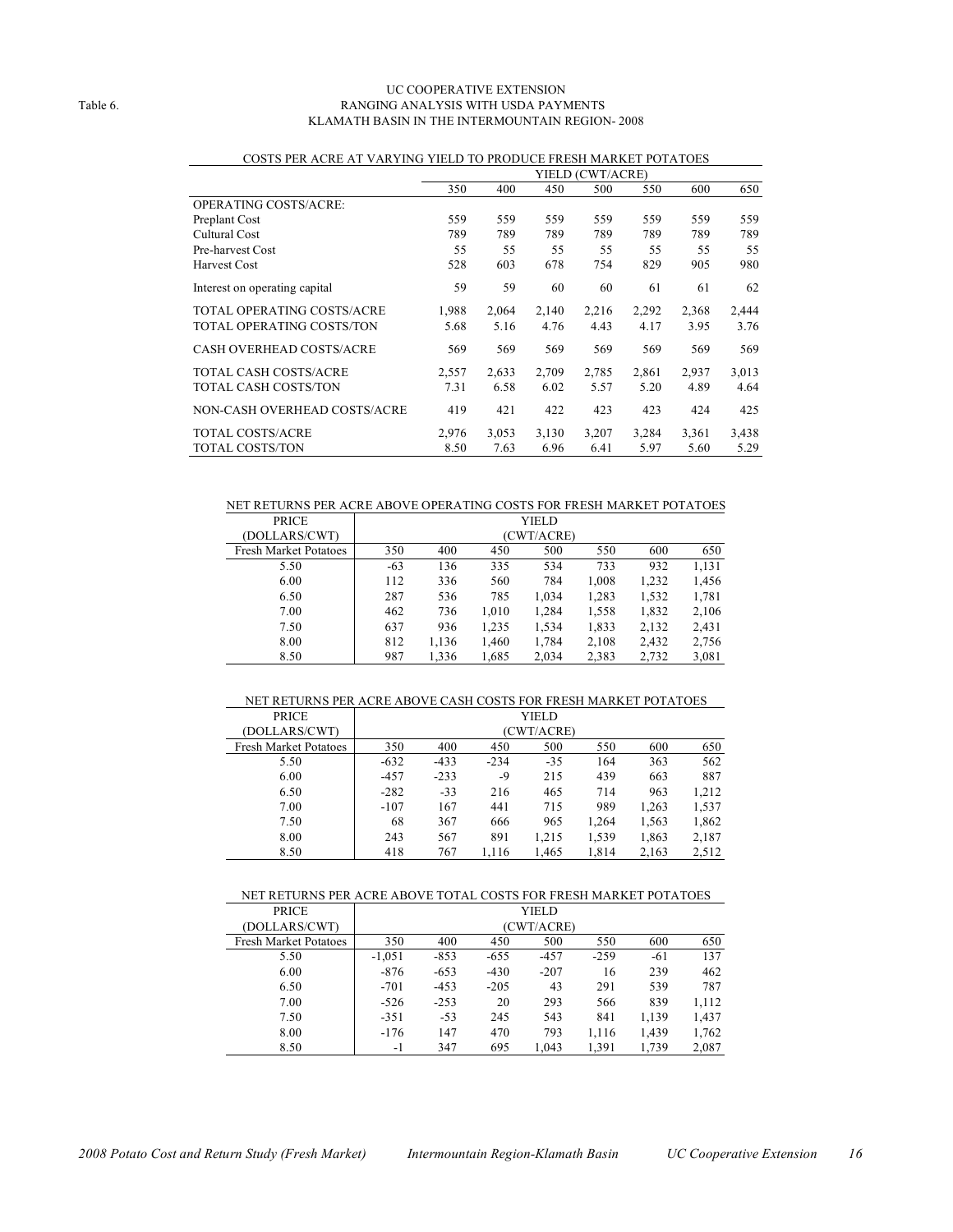Table 6.

# UC COOPERATIVE EXTENSION
## RANGING ANALYSIS WITH USDA PAYMENTS
## KLAMATH BASIN IN THE INTERMOUNTAIN REGION- 2008

COSTS PER ACRE AT VARYING YIELD TO PRODUCE FRESH MARKET POTATOES

| | YIELD (CWT/ACRE) | | | | | | |
|---|---|---|---|---|---|---|---|
| | 350 | 400 | 450 | 500 | 550 | 600 | 650 |
| OPERATING COSTS/ACRE: | | | | | | | |
| Preplant Cost | 559 | 559 | 559 | 559 | 559 | 559 | 559 |
| Cultural Cost | 789 | 789 | 789 | 789 | 789 | 789 | 789 |
| Pre-harvest Cost | 55 | 55 | 55 | 55 | 55 | 55 | 55 |
| Harvest Cost | 528 | 603 | 678 | 754 | 829 | 905 | 980 |
| Interest on operating capital | 59 | 59 | 60 | 60 | 61 | 61 | 62 |
| TOTAL OPERATING COSTS/ACRE | 1,988 | 2,064 | 2,140 | 2,216 | 2,292 | 2,368 | 2,444 |
| TOTAL OPERATING COSTS/TON | 5.68 | 5.16 | 4.76 | 4.43 | 4.17 | 3.95 | 3.76 |
| CASH OVERHEAD COSTS/ACRE | 569 | 569 | 569 | 569 | 569 | 569 | 569 |
| TOTAL CASH COSTS/ACRE | 2,557 | 2,633 | 2,709 | 2,785 | 2,861 | 2,937 | 3,013 |
| TOTAL CASH COSTS/TON | 7.31 | 6.58 | 6.02 | 5.57 | 5.20 | 4.89 | 4.64 |
| NON-CASH OVERHEAD COSTS/ACRE | 419 | 421 | 422 | 423 | 423 | 424 | 425 |
| TOTAL COSTS/ACRE | 2,976 | 3,053 | 3,130 | 3,207 | 3,284 | 3,361 | 3,438 |
| TOTAL COSTS/TON | 8.50 | 7.63 | 6.96 | 6.41 | 5.97 | 5.60 | 5.29 |

NET RETURNS PER ACRE ABOVE OPERATING COSTS FOR FRESH MARKET POTATOES

| PRICE (DOLLARS/CWT) | YIELD (CWT/ACRE) | | | | | | |
|---|---|---|---|---|---|---|---|
| Fresh Market Potatoes | 350 | 400 | 450 | 500 | 550 | 600 | 650 |
| 5.50 | -63 | 136 | 335 | 534 | 733 | 932 | 1,131 |
| 6.00 | 112 | 336 | 560 | 784 | 1,008 | 1,232 | 1,456 |
| 6.50 | 287 | 536 | 785 | 1,034 | 1,283 | 1,532 | 1,781 |
| 7.00 | 462 | 736 | 1,010 | 1,284 | 1,558 | 1,832 | 2,106 |
| 7.50 | 637 | 936 | 1,235 | 1,534 | 1,833 | 2,132 | 2,431 |
| 8.00 | 812 | 1,136 | 1,460 | 1,784 | 2,108 | 2,432 | 2,756 |
| 8.50 | 987 | 1,336 | 1,685 | 2,034 | 2,383 | 2,732 | 3,081 |

NET RETURNS PER ACRE ABOVE CASH COSTS FOR FRESH MARKET POTATOES

| PRICE (DOLLARS/CWT) | YIELD (CWT/ACRE) | | | | | | |
|---|---|---|---|---|---|---|---|
| Fresh Market Potatoes | 350 | 400 | 450 | 500 | 550 | 600 | 650 |
| 5.50 | -632 | -433 | -234 | -35 | 164 | 363 | 562 |
| 6.00 | -457 | -233 | -9 | 215 | 439 | 663 | 887 |
| 6.50 | -282 | -33 | 216 | 465 | 714 | 963 | 1,212 |
| 7.00 | -107 | 167 | 441 | 715 | 989 | 1,263 | 1,537 |
| 7.50 | 68 | 367 | 666 | 965 | 1,264 | 1,563 | 1,862 |
| 8.00 | 243 | 567 | 891 | 1,215 | 1,539 | 1,863 | 2,187 |
| 8.50 | 418 | 767 | 1,116 | 1,465 | 1,814 | 2,163 | 2,512 |

NET RETURNS PER ACRE ABOVE TOTAL COSTS FOR FRESH MARKET POTATOES

| PRICE (DOLLARS/CWT) | YIELD (CWT/ACRE) | | | | | | |
|---|---|---|---|---|---|---|---|
| Fresh Market Potatoes | 350 | 400 | 450 | 500 | 550 | 600 | 650 |
| 5.50 | -1,051 | -853 | -655 | -457 | -259 | -61 | 137 |
| 6.00 | -876 | -653 | -430 | -207 | 16 | 239 | 462 |
| 6.50 | -701 | -453 | -205 | 43 | 291 | 539 | 787 |
| 7.00 | -526 | -253 | 20 | 293 | 566 | 839 | 1,112 |
| 7.50 | -351 | -53 | 245 | 543 | 841 | 1,139 | 1,437 |
| 8.00 | -176 | 147 | 470 | 793 | 1,116 | 1,439 | 1,762 |
| 8.50 | -1 | 347 | 695 | 1,043 | 1,391 | 1,739 | 2,087 |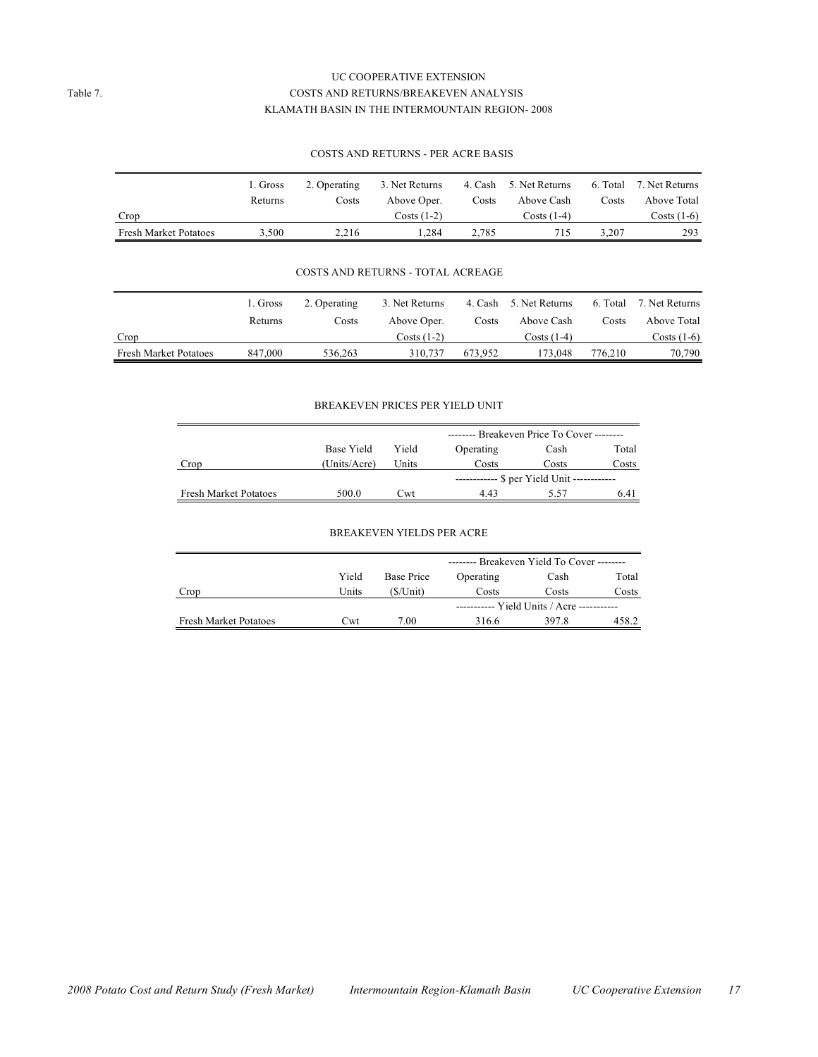UC COOPERATIVE EXTENSION

Table 7. COSTS AND RETURNS/BREAKEVEN ANALYSIS

KLAMATH BASIN IN THE INTERMOUNTAIN REGION- 2008

### COSTS AND RETURNS - PER ACRE BASIS

| Crop | 1. Gross Returns | 2. Operating Costs | 3. Net Returns Above Oper. Costs (1-2) | 4. Cash Costs | 5. Net Returns Above Cash Costs (1-4) | 6. Total Costs | 7. Net Returns Above Total Costs (1-6) |
|---|---|---|---|---|---|---|---|
| Fresh Market Potatoes | 3,500 | 2,216 | 1,284 | 2,785 | 715 | 3,207 | 293 |

### COSTS AND RETURNS - TOTAL ACREAGE

| Crop | 1. Gross Returns | 2. Operating Costs | 3. Net Returns Above Oper. Costs (1-2) | 4. Cash Costs | 5. Net Returns Above Cash Costs (1-4) | 6. Total Costs | 7. Net Returns Above Total Costs (1-6) |
|---|---|---|---|---|---|---|---|
| Fresh Market Potatoes | 847,000 | 536,263 | 310,737 | 673,952 | 173,048 | 776,210 | 70,790 |

### BREAKEVEN PRICES PER YIELD UNIT

| | | | -------- Breakeven Price To Cover -------- | | |
|---|---|---|---|---|---|
| Crop | Base Yield (Units/Acre) | Yield Units | Operating Costs | Cash Costs | Total Costs |
| | | | ------------ $ per Yield Unit ------------ | | |
| Fresh Market Potatoes | 500.0 | Cwt | 4.43 | 5.57 | 6.41 |

### BREAKEVEN YIELDS PER ACRE

| | | | -------- Breakeven Yield To Cover -------- | | |
|---|---|---|---|---|---|
| Crop | Yield Units | Base Price ($/Unit) | Operating Costs | Cash Costs | Total Costs |
| | | | ----------- Yield Units / Acre ----------- | | |
| Fresh Market Potatoes | Cwt | 7.00 | 316.6 | 397.8 | 458.2 |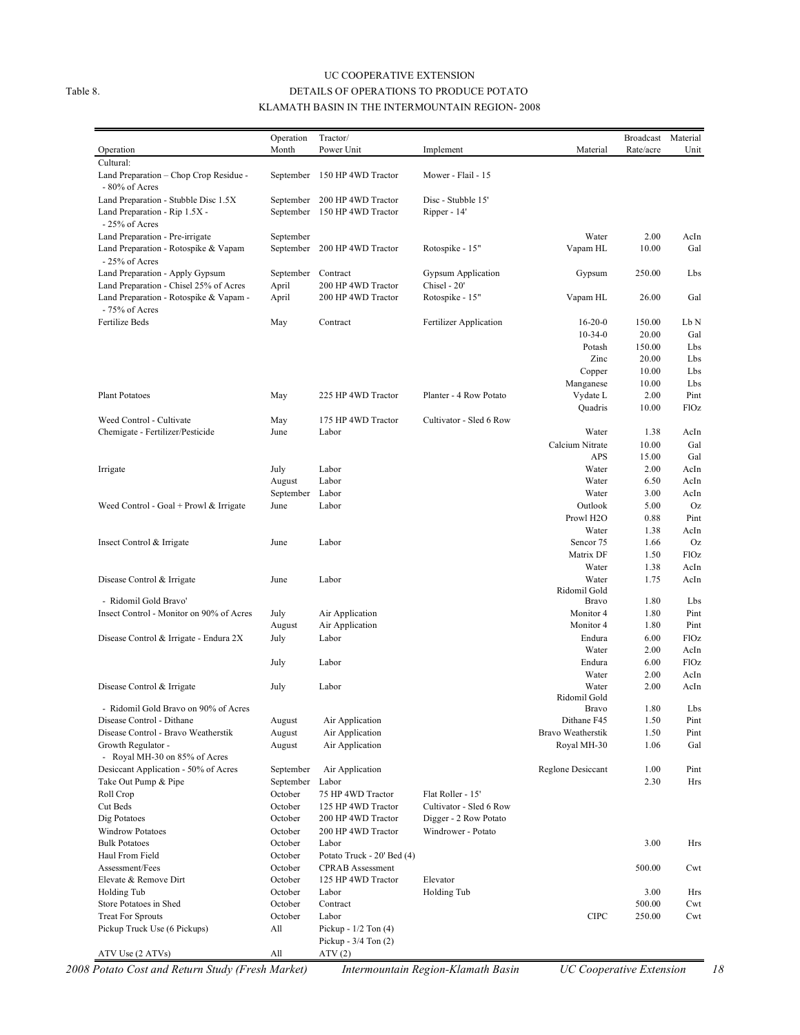UC COOPERATIVE EXTENSION

Table 8. DETAILS OF OPERATIONS TO PRODUCE POTATO

KLAMATH BASIN IN THE INTERMOUNTAIN REGION- 2008

| Operation | Operation Month | Tractor/ Power Unit | Implement | Material | Broadcast Rate/acre | Material Unit |
|---|---|---|---|---|---|---|
| Cultural: | | | | | | |
| Land Preparation – Chop Crop Residue - - 80% of Acres | September | 150 HP 4WD Tractor | Mower - Flail - 15 | | | |
| Land Preparation - Stubble Disc 1.5X | September | 200 HP 4WD Tractor | Disc - Stubble 15' | | | |
| Land Preparation - Rip 1.5X - - 25% of Acres | September | 150 HP 4WD Tractor | Ripper - 14' | | | |
| Land Preparation - Pre-irrigate | September | | | Water | 2.00 | AcIn |
| Land Preparation - Rotospike & Vapam - 25% of Acres | September | 200 HP 4WD Tractor | Rotospike - 15" | Vapam HL | 10.00 | Gal |
| Land Preparation - Apply Gypsum | September | Contract | Gypsum Application | Gypsum | 250.00 | Lbs |
| Land Preparation - Chisel 25% of Acres | April | 200 HP 4WD Tractor | Chisel - 20' | | | |
| Land Preparation - Rotospike & Vapam - - 75% of Acres | April | 200 HP 4WD Tractor | Rotospike - 15" | Vapam HL | 26.00 | Gal |
| Fertilize Beds | May | Contract | Fertilizer Application | 16-20-0 | 150.00 | Lb N |
| | | | | 10-34-0 | 20.00 | Gal |
| | | | | Potash | 150.00 | Lbs |
| | | | | Zinc | 20.00 | Lbs |
| | | | | Copper | 10.00 | Lbs |
| | | | | Manganese | 10.00 | Lbs |
| Plant Potatoes | May | 225 HP 4WD Tractor | Planter - 4 Row Potato | Vydate L | 2.00 | Pint |
| | | | | Quadris | 10.00 | FlOz |
| Weed Control - Cultivate | May | 175 HP 4WD Tractor | Cultivator - Sled 6 Row | | | |
| Chemigate - Fertilizer/Pesticide | June | Labor | | Water | 1.38 | AcIn |
| | | | | Calcium Nitrate | 10.00 | Gal |
| | | | | APS | 15.00 | Gal |
| Irrigate | July | Labor | | Water | 2.00 | AcIn |
| | August | Labor | | Water | 6.50 | AcIn |
| | September | Labor | | Water | 3.00 | AcIn |
| Weed Control - Goal + Prowl & Irrigate | June | Labor | | Outlook | 5.00 | Oz |
| | | | | Prowl H2O | 0.88 | Pint |
| | | | | Water | 1.38 | AcIn |
| Insect Control & Irrigate | June | Labor | | Sencor 75 | 1.66 | Oz |
| | | | | Matrix DF | 1.50 | FlOz |
| | | | | Water | 1.38 | AcIn |
| Disease Control & Irrigate | June | Labor | | Water | 1.75 | AcIn |
| - Ridomil Gold Bravo' | | | | Ridomil Gold Bravo | 1.80 | Lbs |
| Insect Control - Monitor on 90% of Acres | July | Air Application | | Monitor 4 | 1.80 | Pint |
| | August | Air Application | | Monitor 4 | 1.80 | Pint |
| Disease Control & Irrigate - Endura 2X | July | Labor | | Endura | 6.00 | FlOz |
| | | | | Water | 2.00 | AcIn |
| | July | Labor | | Endura | 6.00 | FlOz |
| | | | | Water | 2.00 | AcIn |
| Disease Control & Irrigate | July | Labor | | Water | 2.00 | AcIn |
| - Ridomil Gold Bravo on 90% of Acres | | | | Ridomil Gold Bravo | 1.80 | Lbs |
| Disease Control - Dithane | August | Air Application | | Dithane F45 | 1.50 | Pint |
| Disease Control - Bravo Weatherstik | August | Air Application | | Bravo Weatherstik | 1.50 | Pint |
| Growth Regulator - - Royal MH-30 on 85% of Acres | August | Air Application | | Royal MH-30 | 1.06 | Gal |
| Desiccant Application - 50% of Acres | September | Air Application | | Reglone Desiccant | 1.00 | Pint |
| Take Out Pump & Pipe | September | Labor | | | 2.30 | Hrs |
| Roll Crop | October | 75 HP 4WD Tractor | Flat Roller - 15' | | | |
| Cut Beds | October | 125 HP 4WD Tractor | Cultivator - Sled 6 Row | | | |
| Dig Potatoes | October | 200 HP 4WD Tractor | Digger - 2 Row Potato | | | |
| Windrow Potatoes | October | 200 HP 4WD Tractor | Windrower - Potato | | | |
| Bulk Potatoes | October | Labor | | | 3.00 | Hrs |
| Haul From Field | October | Potato Truck - 20' Bed (4) | | | | |
| Assessment/Fees | October | CPRAB Assessment | | | 500.00 | Cwt |
| Elevate & Remove Dirt | October | 125 HP 4WD Tractor | Elevator | | | |
| Holding Tub | October | Labor | Holding Tub | | 3.00 | Hrs |
| Store Potatoes in Shed | October | Contract | | | 500.00 | Cwt |
| Treat For Sprouts | October | Labor | | CIPC | 250.00 | Cwt |
| Pickup Truck Use (6 Pickups) | All | Pickup - 1/2 Ton (4) | | | | |
| | | Pickup - 3/4 Ton (2) | | | | |
| ATV Use (2 ATVs) | All | ATV (2) | | | | |